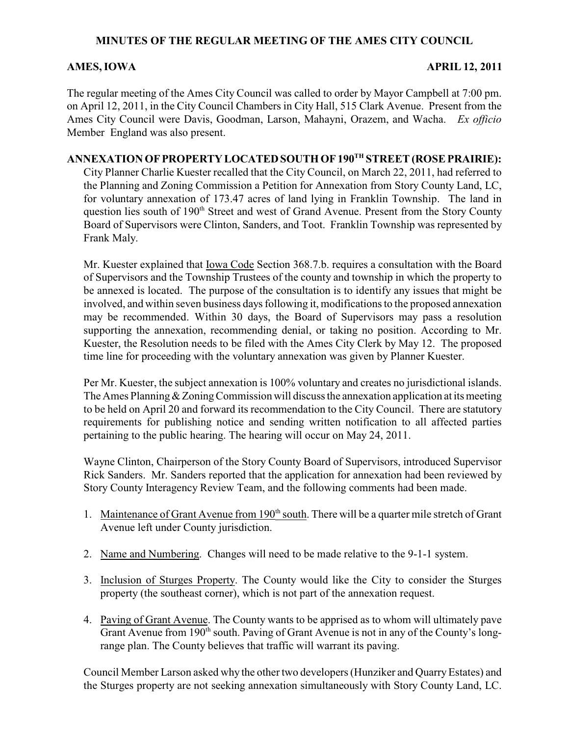# MINUTES OF THE REGULAR MEETING OF THE AMES CITY COUNCIL

**AMES, IOWA APRIL 12, 2011**

The regular meeting of the Ames City Council was called to order by Mayor Campbell at 7:00 pm. on April 12, 2011, in the City Council Chambers in City Hall, 515 Clark Avenue. Present from the Ames City Council were Davis, Goodman, Larson, Mahayni, Orazem, and Wacha. *Ex officio* Member England was also present.

**ANNEXATION OF PROPERTY LOCATED SOUTH OF 190TH STREET (ROSE PRAIRIE):** City Planner Charlie Kuester recalled that the City Council, on March 22, 2011, had referred to the Planning and Zoning Commission a Petition for Annexation from Story County Land, LC, for voluntary annexation of 173.47 acres of land lying in Franklin Township. The land in question lies south of 190th Street and west of Grand Avenue. Present from the Story County Board of Supervisors were Clinton, Sanders, and Toot. Franklin Township was represented by Frank Maly.

Mr. Kuester explained that Iowa Code Section 368.7.b. requires a consultation with the Board of Supervisors and the Township Trustees of the county and township in which the property to be annexed is located. The purpose of the consultation is to identify any issues that might be involved, and within seven business days following it, modifications to the proposed annexation may be recommended. Within 30 days, the Board of Supervisors may pass a resolution supporting the annexation, recommending denial, or taking no position. According to Mr. Kuester, the Resolution needs to be filed with the Ames City Clerk by May 12. The proposed time line for proceeding with the voluntary annexation was given by Planner Kuester.

Per Mr. Kuester, the subject annexation is 100% voluntary and creates no jurisdictional islands. The Ames Planning & Zoning Commission will discuss the annexation application at its meeting to be held on April 20 and forward its recommendation to the City Council. There are statutory requirements for publishing notice and sending written notification to all affected parties pertaining to the public hearing. The hearing will occur on May 24, 2011.

Wayne Clinton, Chairperson of the Story County Board of Supervisors, introduced Supervisor Rick Sanders. Mr. Sanders reported that the application for annexation had been reviewed by Story County Interagency Review Team, and the following comments had been made.

1. Maintenance of Grant Avenue from 190th south. There will be a quarter mile stretch of Grant Avenue left under County jurisdiction.

2. Name and Numbering. Changes will need to be made relative to the 9-1-1 system.

3. Inclusion of Sturges Property. The County would like the City to consider the Sturges property (the southeast corner), which is not part of the annexation request.

4. Paving of Grant Avenue. The County wants to be apprised as to whom will ultimately pave Grant Avenue from 190th south. Paving of Grant Avenue is not in any of the County's long-range plan. The County believes that traffic will warrant its paving.

Council Member Larson asked why the other two developers (Hunziker and Quarry Estates) and the Sturges property are not seeking annexation simultaneously with Story County Land, LC.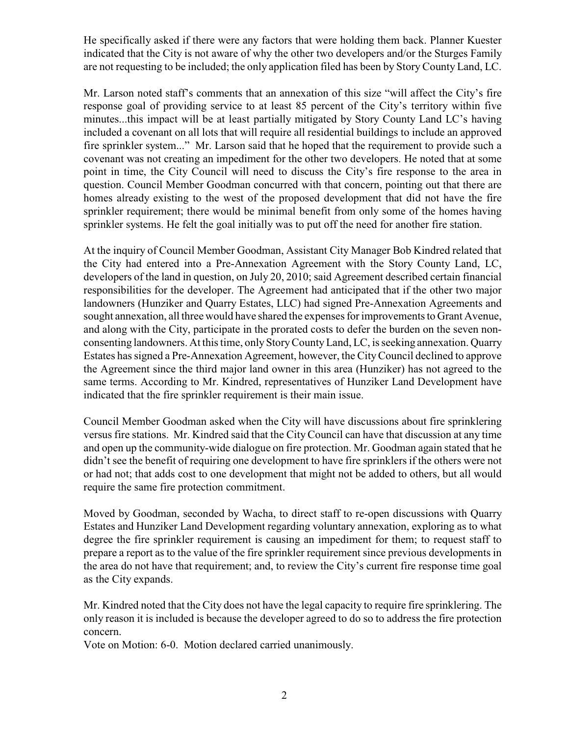He specifically asked if there were any factors that were holding them back. Planner Kuester indicated that the City is not aware of why the other two developers and/or the Sturges Family are not requesting to be included; the only application filed has been by Story County Land, LC.

Mr. Larson noted staff's comments that an annexation of this size "will affect the City's fire response goal of providing service to at least 85 percent of the City's territory within five minutes...this impact will be at least partially mitigated by Story County Land LC's having included a covenant on all lots that will require all residential buildings to include an approved fire sprinkler system..." Mr. Larson said that he hoped that the requirement to provide such a covenant was not creating an impediment for the other two developers. He noted that at some point in time, the City Council will need to discuss the City's fire response to the area in question. Council Member Goodman concurred with that concern, pointing out that there are homes already existing to the west of the proposed development that did not have the fire sprinkler requirement; there would be minimal benefit from only some of the homes having sprinkler systems. He felt the goal initially was to put off the need for another fire station.

At the inquiry of Council Member Goodman, Assistant City Manager Bob Kindred related that the City had entered into a Pre-Annexation Agreement with the Story County Land, LC, developers of the land in question, on July 20, 2010; said Agreement described certain financial responsibilities for the developer. The Agreement had anticipated that if the other two major landowners (Hunziker and Quarry Estates, LLC) had signed Pre-Annexation Agreements and sought annexation, all three would have shared the expenses for improvements to Grant Avenue, and along with the City, participate in the prorated costs to defer the burden on the seven non-consenting landowners. At this time, only Story County Land, LC, is seeking annexation. Quarry Estates has signed a Pre-Annexation Agreement, however, the City Council declined to approve the Agreement since the third major land owner in this area (Hunziker) has not agreed to the same terms. According to Mr. Kindred, representatives of Hunziker Land Development have indicated that the fire sprinkler requirement is their main issue.

Council Member Goodman asked when the City will have discussions about fire sprinklering versus fire stations. Mr. Kindred said that the City Council can have that discussion at any time and open up the community-wide dialogue on fire protection. Mr. Goodman again stated that he didn't see the benefit of requiring one development to have fire sprinklers if the others were not or had not; that adds cost to one development that might not be added to others, but all would require the same fire protection commitment.

Moved by Goodman, seconded by Wacha, to direct staff to re-open discussions with Quarry Estates and Hunziker Land Development regarding voluntary annexation, exploring as to what degree the fire sprinkler requirement is causing an impediment for them; to request staff to prepare a report as to the value of the fire sprinkler requirement since previous developments in the area do not have that requirement; and, to review the City's current fire response time goal as the City expands.

Mr. Kindred noted that the City does not have the legal capacity to require fire sprinklering. The only reason it is included is because the developer agreed to do so to address the fire protection concern.

Vote on Motion: 6-0. Motion declared carried unanimously.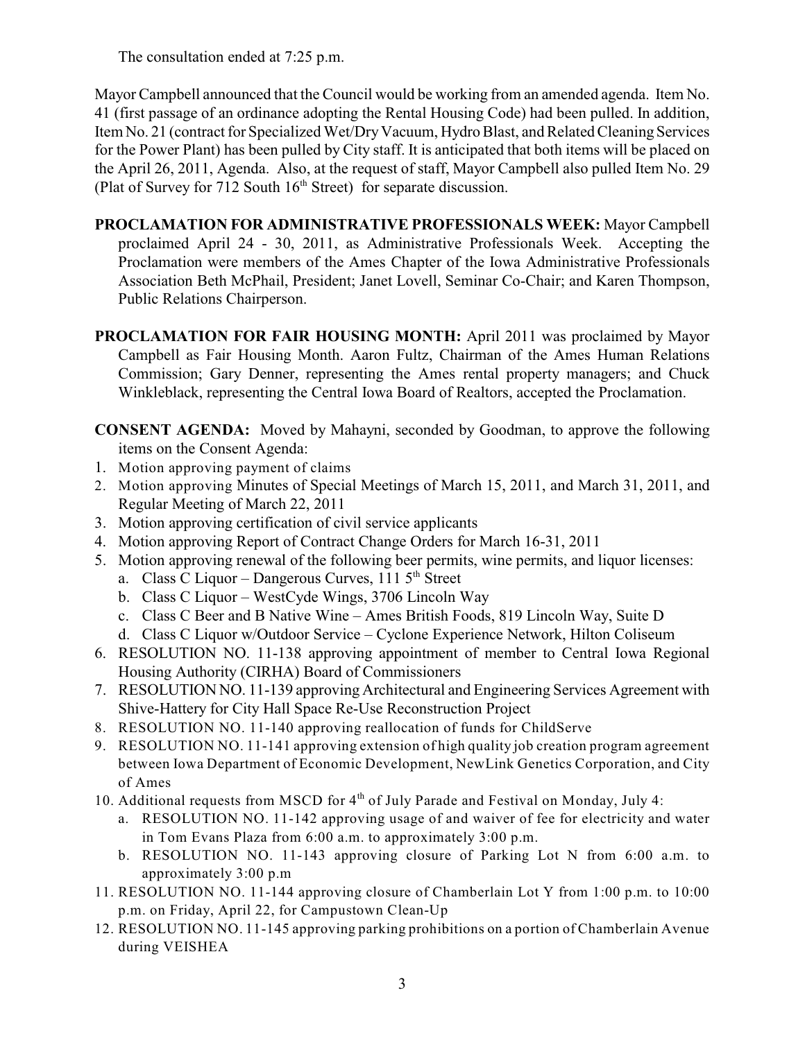The consultation ended at 7:25 p.m.

Mayor Campbell announced that the Council would be working from an amended agenda. Item No. 41 (first passage of an ordinance adopting the Rental Housing Code) had been pulled. In addition, Item No. 21 (contract for Specialized Wet/Dry Vacuum, Hydro Blast, and Related Cleaning Services for the Power Plant) has been pulled by City staff. It is anticipated that both items will be placed on the April 26, 2011, Agenda. Also, at the request of staff, Mayor Campbell also pulled Item No. 29 (Plat of Survey for 712 South 16th Street) for separate discussion.

**PROCLAMATION FOR ADMINISTRATIVE PROFESSIONALS WEEK:** Mayor Campbell proclaimed April 24 - 30, 2011, as Administrative Professionals Week. Accepting the Proclamation were members of the Ames Chapter of the Iowa Administrative Professionals Association Beth McPhail, President; Janet Lovell, Seminar Co-Chair; and Karen Thompson, Public Relations Chairperson.

**PROCLAMATION FOR FAIR HOUSING MONTH:** April 2011 was proclaimed by Mayor Campbell as Fair Housing Month. Aaron Fultz, Chairman of the Ames Human Relations Commission; Gary Denner, representing the Ames rental property managers; and Chuck Winkleblack, representing the Central Iowa Board of Realtors, accepted the Proclamation.

**CONSENT AGENDA:** Moved by Mahayni, seconded by Goodman, to approve the following items on the Consent Agenda:

1. Motion approving payment of claims
2. Motion approving Minutes of Special Meetings of March 15, 2011, and March 31, 2011, and Regular Meeting of March 22, 2011
3. Motion approving certification of civil service applicants
4. Motion approving Report of Contract Change Orders for March 16-31, 2011
5. Motion approving renewal of the following beer permits, wine permits, and liquor licenses:
   a. Class C Liquor – Dangerous Curves, 111 5th Street
   b. Class C Liquor – WestCyde Wings, 3706 Lincoln Way
   c. Class C Beer and B Native Wine – Ames British Foods, 819 Lincoln Way, Suite D
   d. Class C Liquor w/Outdoor Service – Cyclone Experience Network, Hilton Coliseum
6. RESOLUTION NO. 11-138 approving appointment of member to Central Iowa Regional Housing Authority (CIRHA) Board of Commissioners
7. RESOLUTION NO. 11-139 approving Architectural and Engineering Services Agreement with Shive-Hattery for City Hall Space Re-Use Reconstruction Project
8. RESOLUTION NO. 11-140 approving reallocation of funds for ChildServe
9. RESOLUTION NO. 11-141 approving extension of high quality job creation program agreement between Iowa Department of Economic Development, NewLink Genetics Corporation, and City of Ames
10. Additional requests from MSCD for 4th of July Parade and Festival on Monday, July 4:
    a. RESOLUTION NO. 11-142 approving usage of and waiver of fee for electricity and water in Tom Evans Plaza from 6:00 a.m. to approximately 3:00 p.m.
    b. RESOLUTION NO. 11-143 approving closure of Parking Lot N from 6:00 a.m. to approximately 3:00 p.m
11. RESOLUTION NO. 11-144 approving closure of Chamberlain Lot Y from 1:00 p.m. to 10:00 p.m. on Friday, April 22, for Campustown Clean-Up
12. RESOLUTION NO. 11-145 approving parking prohibitions on a portion of Chamberlain Avenue during VEISHEA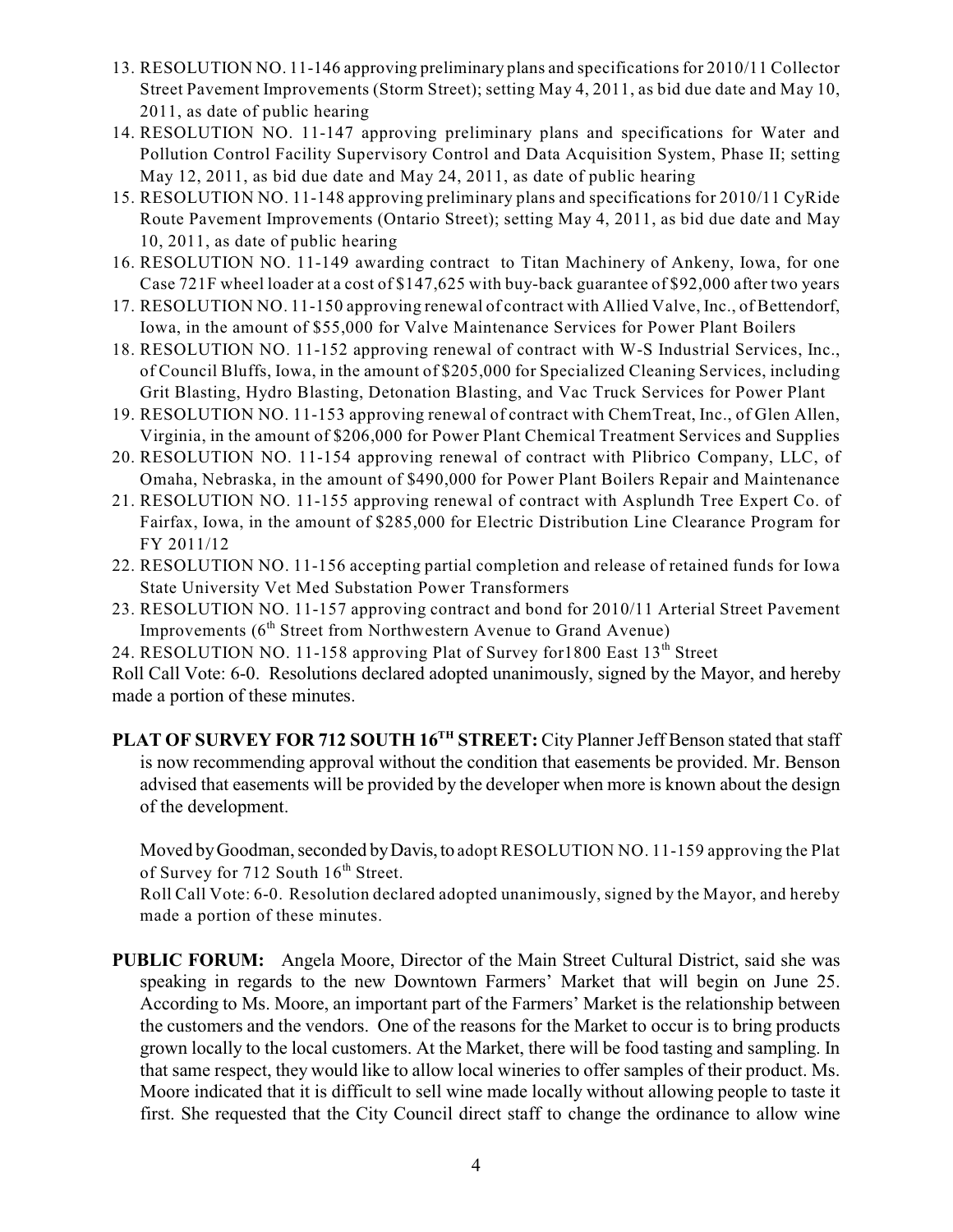13. RESOLUTION NO. 11-146 approving preliminary plans and specifications for 2010/11 Collector Street Pavement Improvements (Storm Street); setting May 4, 2011, as bid due date and May 10, 2011, as date of public hearing
14. RESOLUTION NO. 11-147 approving preliminary plans and specifications for Water and Pollution Control Facility Supervisory Control and Data Acquisition System, Phase II; setting May 12, 2011, as bid due date and May 24, 2011, as date of public hearing
15. RESOLUTION NO. 11-148 approving preliminary plans and specifications for 2010/11 CyRide Route Pavement Improvements (Ontario Street); setting May 4, 2011, as bid due date and May 10, 2011, as date of public hearing
16. RESOLUTION NO. 11-149 awarding contract to Titan Machinery of Ankeny, Iowa, for one Case 721F wheel loader at a cost of $147,625 with buy-back guarantee of $92,000 after two years
17. RESOLUTION NO. 11-150 approving renewal of contract with Allied Valve, Inc., of Bettendorf, Iowa, in the amount of $55,000 for Valve Maintenance Services for Power Plant Boilers
18. RESOLUTION NO. 11-152 approving renewal of contract with W-S Industrial Services, Inc., of Council Bluffs, Iowa, in the amount of $205,000 for Specialized Cleaning Services, including Grit Blasting, Hydro Blasting, Detonation Blasting, and Vac Truck Services for Power Plant
19. RESOLUTION NO. 11-153 approving renewal of contract with ChemTreat, Inc., of Glen Allen, Virginia, in the amount of $206,000 for Power Plant Chemical Treatment Services and Supplies
20. RESOLUTION NO. 11-154 approving renewal of contract with Plibrico Company, LLC, of Omaha, Nebraska, in the amount of $490,000 for Power Plant Boilers Repair and Maintenance
21. RESOLUTION NO. 11-155 approving renewal of contract with Asplundh Tree Expert Co. of Fairfax, Iowa, in the amount of $285,000 for Electric Distribution Line Clearance Program for FY 2011/12
22. RESOLUTION NO. 11-156 accepting partial completion and release of retained funds for Iowa State University Vet Med Substation Power Transformers
23. RESOLUTION NO. 11-157 approving contract and bond for 2010/11 Arterial Street Pavement Improvements (6th Street from Northwestern Avenue to Grand Avenue)
24. RESOLUTION NO. 11-158 approving Plat of Survey for1800 East 13th Street

Roll Call Vote: 6-0. Resolutions declared adopted unanimously, signed by the Mayor, and hereby made a portion of these minutes.

**PLAT OF SURVEY FOR 712 SOUTH 16TH STREET:** City Planner Jeff Benson stated that staff is now recommending approval without the condition that easements be provided. Mr. Benson advised that easements will be provided by the developer when more is known about the design of the development.

Moved by Goodman, seconded by Davis, to adopt RESOLUTION NO. 11-159 approving the Plat of Survey for 712 South 16th Street.

Roll Call Vote: 6-0. Resolution declared adopted unanimously, signed by the Mayor, and hereby made a portion of these minutes.

**PUBLIC FORUM:** Angela Moore, Director of the Main Street Cultural District, said she was speaking in regards to the new Downtown Farmers' Market that will begin on June 25. According to Ms. Moore, an important part of the Farmers' Market is the relationship between the customers and the vendors. One of the reasons for the Market to occur is to bring products grown locally to the local customers. At the Market, there will be food tasting and sampling. In that same respect, they would like to allow local wineries to offer samples of their product. Ms. Moore indicated that it is difficult to sell wine made locally without allowing people to taste it first. She requested that the City Council direct staff to change the ordinance to allow wine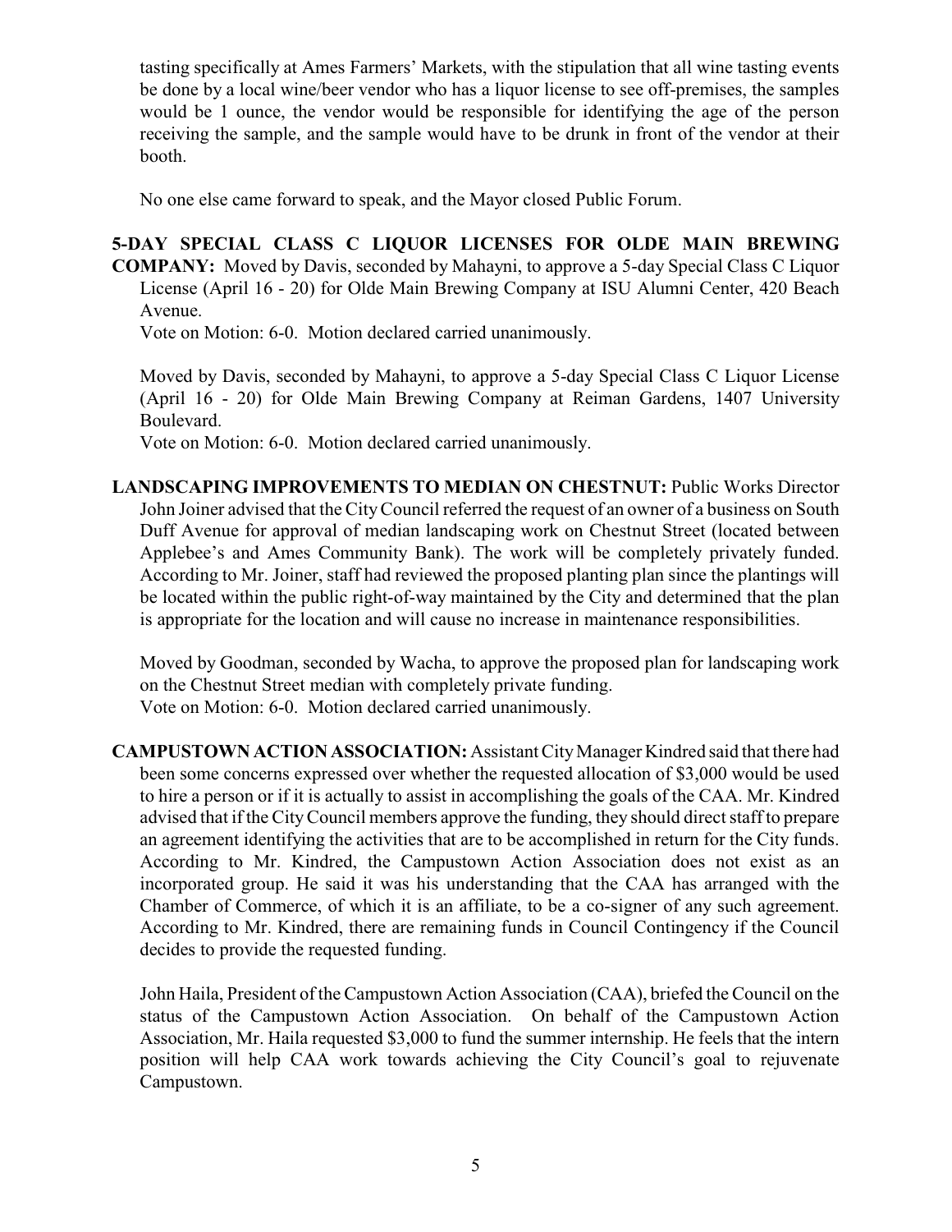tasting specifically at Ames Farmers' Markets, with the stipulation that all wine tasting events be done by a local wine/beer vendor who has a liquor license to see off-premises, the samples would be 1 ounce, the vendor would be responsible for identifying the age of the person receiving the sample, and the sample would have to be drunk in front of the vendor at their booth.

No one else came forward to speak, and the Mayor closed Public Forum.

**5-DAY SPECIAL CLASS C LIQUOR LICENSES FOR OLDE MAIN BREWING COMPANY:** Moved by Davis, seconded by Mahayni, to approve a 5-day Special Class C Liquor License (April 16 - 20) for Olde Main Brewing Company at ISU Alumni Center, 420 Beach Avenue.

Vote on Motion: 6-0. Motion declared carried unanimously.

Moved by Davis, seconded by Mahayni, to approve a 5-day Special Class C Liquor License (April 16 - 20) for Olde Main Brewing Company at Reiman Gardens, 1407 University Boulevard.

Vote on Motion: 6-0. Motion declared carried unanimously.

**LANDSCAPING IMPROVEMENTS TO MEDIAN ON CHESTNUT:** Public Works Director John Joiner advised that the City Council referred the request of an owner of a business on South Duff Avenue for approval of median landscaping work on Chestnut Street (located between Applebee's and Ames Community Bank). The work will be completely privately funded. According to Mr. Joiner, staff had reviewed the proposed planting plan since the plantings will be located within the public right-of-way maintained by the City and determined that the plan is appropriate for the location and will cause no increase in maintenance responsibilities.

Moved by Goodman, seconded by Wacha, to approve the proposed plan for landscaping work on the Chestnut Street median with completely private funding.

Vote on Motion: 6-0. Motion declared carried unanimously.

**CAMPUSTOWN ACTION ASSOCIATION:** Assistant City Manager Kindred said that there had been some concerns expressed over whether the requested allocation of $3,000 would be used to hire a person or if it is actually to assist in accomplishing the goals of the CAA. Mr. Kindred advised that if the City Council members approve the funding, they should direct staff to prepare an agreement identifying the activities that are to be accomplished in return for the City funds. According to Mr. Kindred, the Campustown Action Association does not exist as an incorporated group. He said it was his understanding that the CAA has arranged with the Chamber of Commerce, of which it is an affiliate, to be a co-signer of any such agreement. According to Mr. Kindred, there are remaining funds in Council Contingency if the Council decides to provide the requested funding.

John Haila, President of the Campustown Action Association (CAA), briefed the Council on the status of the Campustown Action Association. On behalf of the Campustown Action Association, Mr. Haila requested $3,000 to fund the summer internship. He feels that the intern position will help CAA work towards achieving the City Council's goal to rejuvenate Campustown.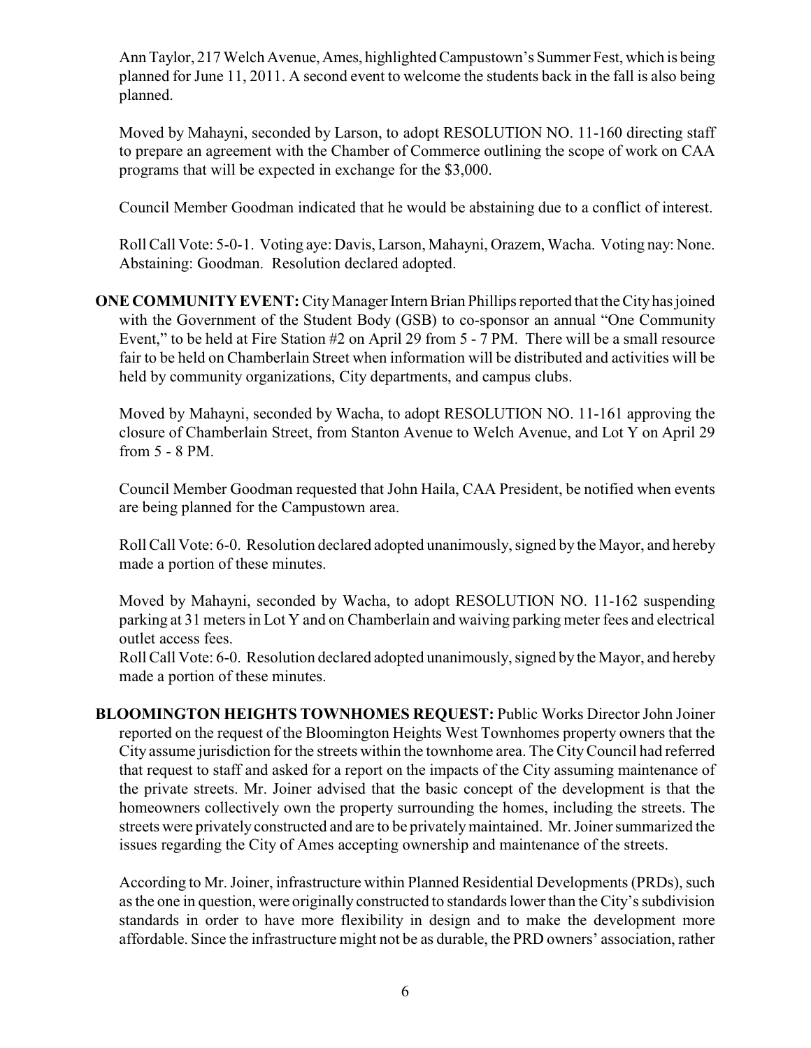Ann Taylor, 217 Welch Avenue, Ames, highlighted Campustown's Summer Fest, which is being planned for June 11, 2011. A second event to welcome the students back in the fall is also being planned.

Moved by Mahayni, seconded by Larson, to adopt RESOLUTION NO. 11-160 directing staff to prepare an agreement with the Chamber of Commerce outlining the scope of work on CAA programs that will be expected in exchange for the $3,000.

Council Member Goodman indicated that he would be abstaining due to a conflict of interest.

Roll Call Vote: 5-0-1. Voting aye: Davis, Larson, Mahayni, Orazem, Wacha. Voting nay: None. Abstaining: Goodman. Resolution declared adopted.

**ONE COMMUNITY EVENT:** City Manager Intern Brian Phillips reported that the City has joined with the Government of the Student Body (GSB) to co-sponsor an annual "One Community Event," to be held at Fire Station #2 on April 29 from 5 - 7 PM. There will be a small resource fair to be held on Chamberlain Street when information will be distributed and activities will be held by community organizations, City departments, and campus clubs.

Moved by Mahayni, seconded by Wacha, to adopt RESOLUTION NO. 11-161 approving the closure of Chamberlain Street, from Stanton Avenue to Welch Avenue, and Lot Y on April 29 from 5 - 8 PM.

Council Member Goodman requested that John Haila, CAA President, be notified when events are being planned for the Campustown area.

Roll Call Vote: 6-0. Resolution declared adopted unanimously, signed by the Mayor, and hereby made a portion of these minutes.

Moved by Mahayni, seconded by Wacha, to adopt RESOLUTION NO. 11-162 suspending parking at 31 meters in Lot Y and on Chamberlain and waiving parking meter fees and electrical outlet access fees.

Roll Call Vote: 6-0. Resolution declared adopted unanimously, signed by the Mayor, and hereby made a portion of these minutes.

**BLOOMINGTON HEIGHTS TOWNHOMES REQUEST:** Public Works Director John Joiner reported on the request of the Bloomington Heights West Townhomes property owners that the City assume jurisdiction for the streets within the townhome area. The City Council had referred that request to staff and asked for a report on the impacts of the City assuming maintenance of the private streets. Mr. Joiner advised that the basic concept of the development is that the homeowners collectively own the property surrounding the homes, including the streets. The streets were privately constructed and are to be privately maintained. Mr. Joiner summarized the issues regarding the City of Ames accepting ownership and maintenance of the streets.

According to Mr. Joiner, infrastructure within Planned Residential Developments (PRDs), such as the one in question, were originally constructed to standards lower than the City's subdivision standards in order to have more flexibility in design and to make the development more affordable. Since the infrastructure might not be as durable, the PRD owners' association, rather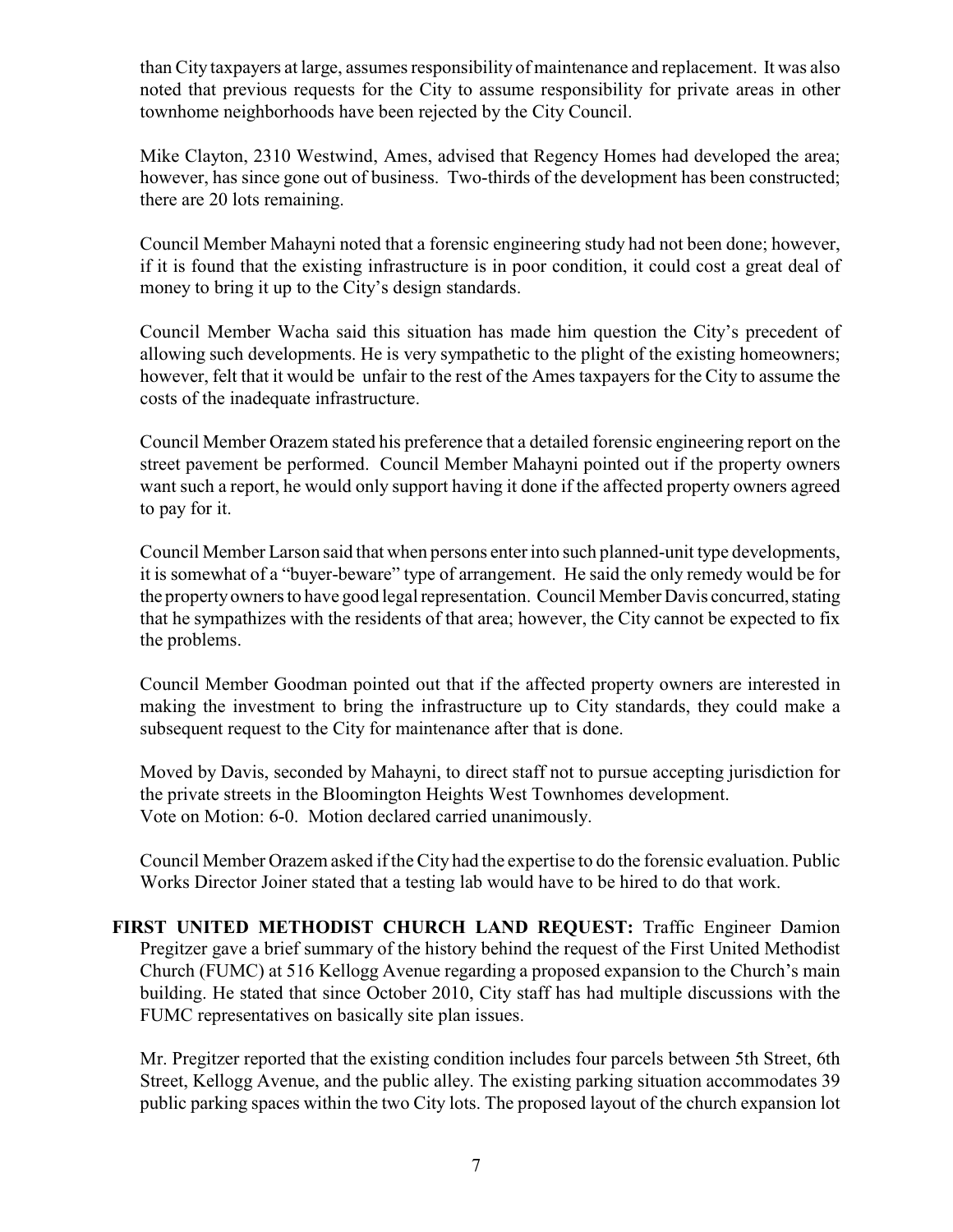than City taxpayers at large, assumes responsibility of maintenance and replacement. It was also noted that previous requests for the City to assume responsibility for private areas in other townhome neighborhoods have been rejected by the City Council.

Mike Clayton, 2310 Westwind, Ames, advised that Regency Homes had developed the area; however, has since gone out of business. Two-thirds of the development has been constructed; there are 20 lots remaining.

Council Member Mahayni noted that a forensic engineering study had not been done; however, if it is found that the existing infrastructure is in poor condition, it could cost a great deal of money to bring it up to the City's design standards.

Council Member Wacha said this situation has made him question the City's precedent of allowing such developments. He is very sympathetic to the plight of the existing homeowners; however, felt that it would be unfair to the rest of the Ames taxpayers for the City to assume the costs of the inadequate infrastructure.

Council Member Orazem stated his preference that a detailed forensic engineering report on the street pavement be performed. Council Member Mahayni pointed out if the property owners want such a report, he would only support having it done if the affected property owners agreed to pay for it.

Council Member Larson said that when persons enter into such planned-unit type developments, it is somewhat of a "buyer-beware" type of arrangement. He said the only remedy would be for the property owners to have good legal representation. Council Member Davis concurred, stating that he sympathizes with the residents of that area; however, the City cannot be expected to fix the problems.

Council Member Goodman pointed out that if the affected property owners are interested in making the investment to bring the infrastructure up to City standards, they could make a subsequent request to the City for maintenance after that is done.

Moved by Davis, seconded by Mahayni, to direct staff not to pursue accepting jurisdiction for the private streets in the Bloomington Heights West Townhomes development.
Vote on Motion: 6-0. Motion declared carried unanimously.

Council Member Orazem asked if the City had the expertise to do the forensic evaluation. Public Works Director Joiner stated that a testing lab would have to be hired to do that work.

**FIRST UNITED METHODIST CHURCH LAND REQUEST:** Traffic Engineer Damion Pregitzer gave a brief summary of the history behind the request of the First United Methodist Church (FUMC) at 516 Kellogg Avenue regarding a proposed expansion to the Church's main building. He stated that since October 2010, City staff has had multiple discussions with the FUMC representatives on basically site plan issues.

Mr. Pregitzer reported that the existing condition includes four parcels between 5th Street, 6th Street, Kellogg Avenue, and the public alley. The existing parking situation accommodates 39 public parking spaces within the two City lots. The proposed layout of the church expansion lot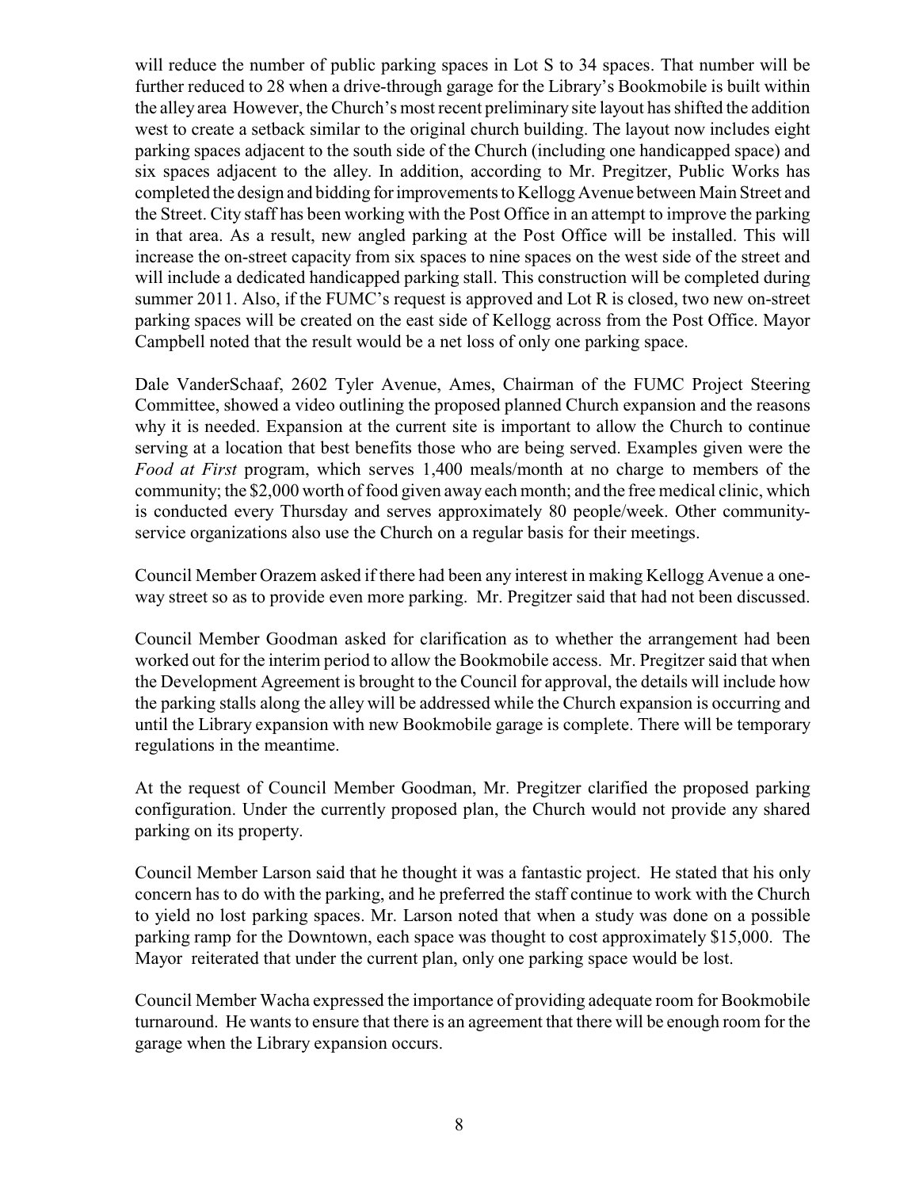will reduce the number of public parking spaces in Lot S to 34 spaces. That number will be further reduced to 28 when a drive-through garage for the Library's Bookmobile is built within the alley area However, the Church's most recent preliminary site layout has shifted the addition west to create a setback similar to the original church building. The layout now includes eight parking spaces adjacent to the south side of the Church (including one handicapped space) and six spaces adjacent to the alley. In addition, according to Mr. Pregitzer, Public Works has completed the design and bidding for improvements to Kellogg Avenue between Main Street and the Street. City staff has been working with the Post Office in an attempt to improve the parking in that area. As a result, new angled parking at the Post Office will be installed. This will increase the on-street capacity from six spaces to nine spaces on the west side of the street and will include a dedicated handicapped parking stall. This construction will be completed during summer 2011. Also, if the FUMC's request is approved and Lot R is closed, two new on-street parking spaces will be created on the east side of Kellogg across from the Post Office. Mayor Campbell noted that the result would be a net loss of only one parking space.

Dale VanderSchaaf, 2602 Tyler Avenue, Ames, Chairman of the FUMC Project Steering Committee, showed a video outlining the proposed planned Church expansion and the reasons why it is needed. Expansion at the current site is important to allow the Church to continue serving at a location that best benefits those who are being served. Examples given were the *Food at First* program, which serves 1,400 meals/month at no charge to members of the community; the $2,000 worth of food given away each month; and the free medical clinic, which is conducted every Thursday and serves approximately 80 people/week. Other community-service organizations also use the Church on a regular basis for their meetings.

Council Member Orazem asked if there had been any interest in making Kellogg Avenue a one-way street so as to provide even more parking. Mr. Pregitzer said that had not been discussed.

Council Member Goodman asked for clarification as to whether the arrangement had been worked out for the interim period to allow the Bookmobile access. Mr. Pregitzer said that when the Development Agreement is brought to the Council for approval, the details will include how the parking stalls along the alley will be addressed while the Church expansion is occurring and until the Library expansion with new Bookmobile garage is complete. There will be temporary regulations in the meantime.

At the request of Council Member Goodman, Mr. Pregitzer clarified the proposed parking configuration. Under the currently proposed plan, the Church would not provide any shared parking on its property.

Council Member Larson said that he thought it was a fantastic project. He stated that his only concern has to do with the parking, and he preferred the staff continue to work with the Church to yield no lost parking spaces. Mr. Larson noted that when a study was done on a possible parking ramp for the Downtown, each space was thought to cost approximately $15,000. The Mayor reiterated that under the current plan, only one parking space would be lost.

Council Member Wacha expressed the importance of providing adequate room for Bookmobile turnaround. He wants to ensure that there is an agreement that there will be enough room for the garage when the Library expansion occurs.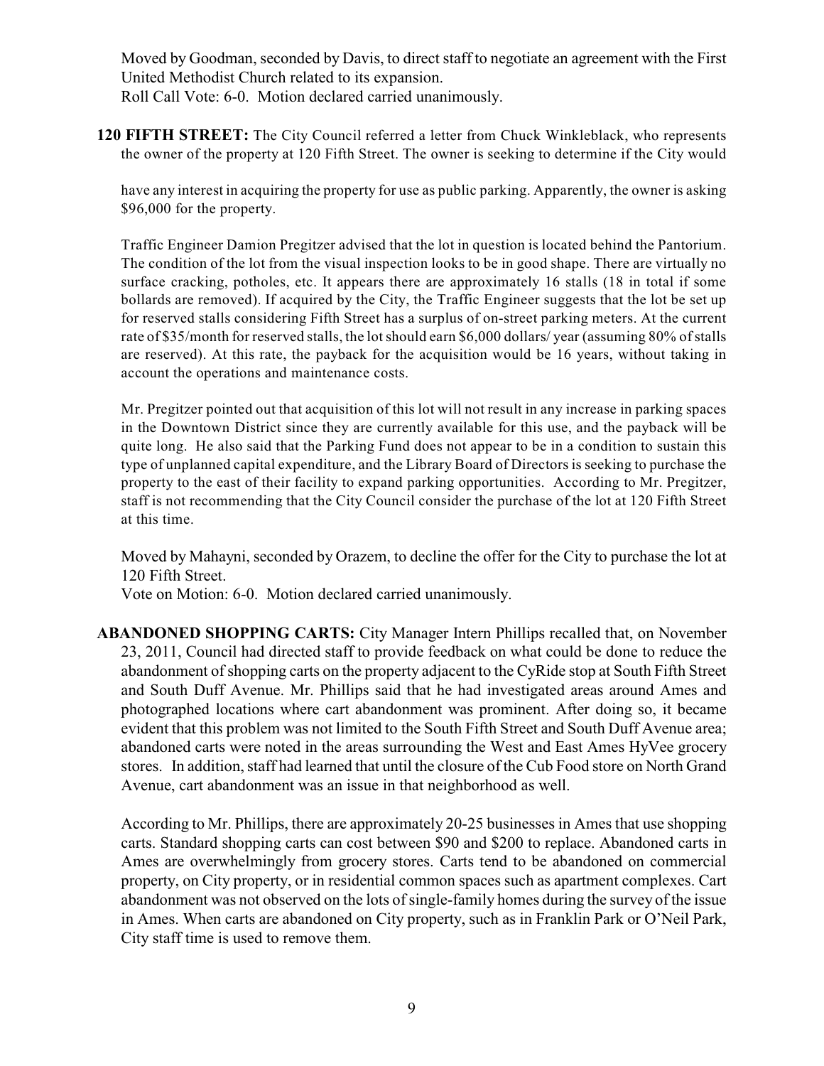Moved by Goodman, seconded by Davis, to direct staff to negotiate an agreement with the First United Methodist Church related to its expansion.
Roll Call Vote: 6-0. Motion declared carried unanimously.

**120 FIFTH STREET:** The City Council referred a letter from Chuck Winkleblack, who represents the owner of the property at 120 Fifth Street. The owner is seeking to determine if the City would have any interest in acquiring the property for use as public parking. Apparently, the owner is asking $96,000 for the property.

Traffic Engineer Damion Pregitzer advised that the lot in question is located behind the Pantorium. The condition of the lot from the visual inspection looks to be in good shape. There are virtually no surface cracking, potholes, etc. It appears there are approximately 16 stalls (18 in total if some bollards are removed). If acquired by the City, the Traffic Engineer suggests that the lot be set up for reserved stalls considering Fifth Street has a surplus of on-street parking meters. At the current rate of $35/month for reserved stalls, the lot should earn $6,000 dollars/ year (assuming 80% of stalls are reserved). At this rate, the payback for the acquisition would be 16 years, without taking in account the operations and maintenance costs.

Mr. Pregitzer pointed out that acquisition of this lot will not result in any increase in parking spaces in the Downtown District since they are currently available for this use, and the payback will be quite long. He also said that the Parking Fund does not appear to be in a condition to sustain this type of unplanned capital expenditure, and the Library Board of Directors is seeking to purchase the property to the east of their facility to expand parking opportunities. According to Mr. Pregitzer, staff is not recommending that the City Council consider the purchase of the lot at 120 Fifth Street at this time.

Moved by Mahayni, seconded by Orazem, to decline the offer for the City to purchase the lot at 120 Fifth Street.
Vote on Motion: 6-0. Motion declared carried unanimously.

**ABANDONED SHOPPING CARTS:** City Manager Intern Phillips recalled that, on November 23, 2011, Council had directed staff to provide feedback on what could be done to reduce the abandonment of shopping carts on the property adjacent to the CyRide stop at South Fifth Street and South Duff Avenue. Mr. Phillips said that he had investigated areas around Ames and photographed locations where cart abandonment was prominent. After doing so, it became evident that this problem was not limited to the South Fifth Street and South Duff Avenue area; abandoned carts were noted in the areas surrounding the West and East Ames HyVee grocery stores. In addition, staff had learned that until the closure of the Cub Food store on North Grand Avenue, cart abandonment was an issue in that neighborhood as well.

According to Mr. Phillips, there are approximately 20-25 businesses in Ames that use shopping carts. Standard shopping carts can cost between $90 and $200 to replace. Abandoned carts in Ames are overwhelmingly from grocery stores. Carts tend to be abandoned on commercial property, on City property, or in residential common spaces such as apartment complexes. Cart abandonment was not observed on the lots of single-family homes during the survey of the issue in Ames. When carts are abandoned on City property, such as in Franklin Park or O'Neil Park, City staff time is used to remove them.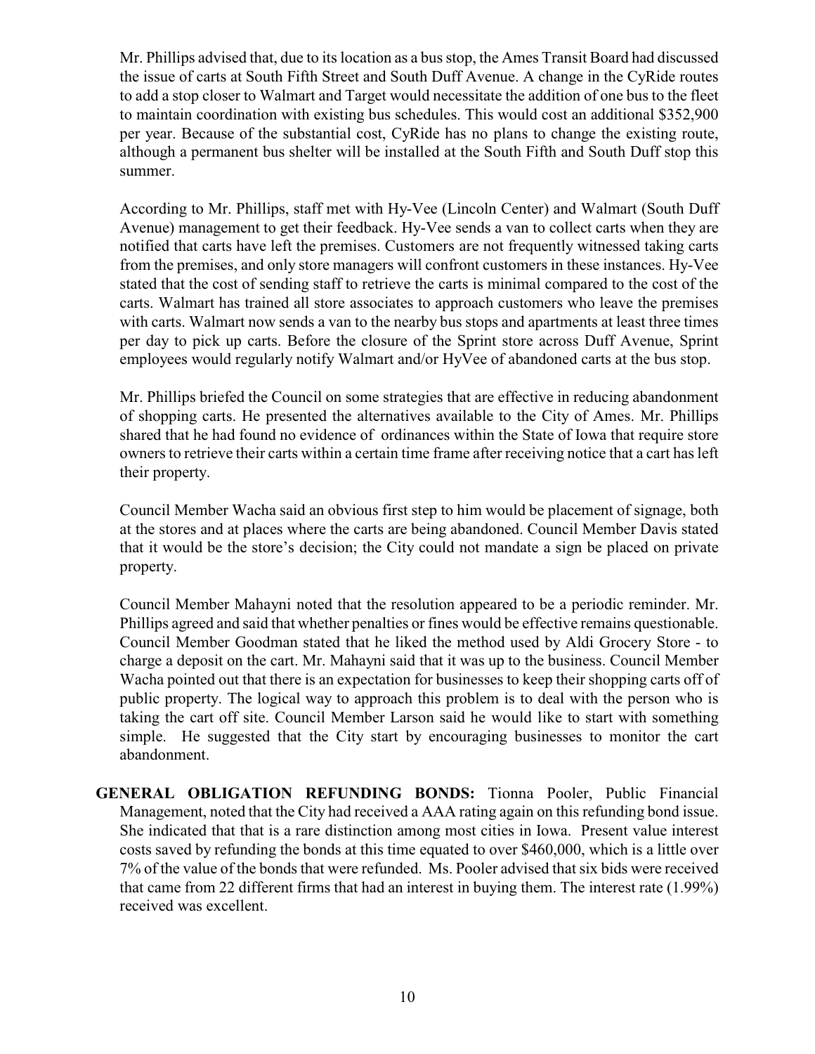Mr. Phillips advised that, due to its location as a bus stop, the Ames Transit Board had discussed the issue of carts at South Fifth Street and South Duff Avenue. A change in the CyRide routes to add a stop closer to Walmart and Target would necessitate the addition of one bus to the fleet to maintain coordination with existing bus schedules. This would cost an additional $352,900 per year. Because of the substantial cost, CyRide has no plans to change the existing route, although a permanent bus shelter will be installed at the South Fifth and South Duff stop this summer.

According to Mr. Phillips, staff met with Hy-Vee (Lincoln Center) and Walmart (South Duff Avenue) management to get their feedback. Hy-Vee sends a van to collect carts when they are notified that carts have left the premises. Customers are not frequently witnessed taking carts from the premises, and only store managers will confront customers in these instances. Hy-Vee stated that the cost of sending staff to retrieve the carts is minimal compared to the cost of the carts. Walmart has trained all store associates to approach customers who leave the premises with carts. Walmart now sends a van to the nearby bus stops and apartments at least three times per day to pick up carts. Before the closure of the Sprint store across Duff Avenue, Sprint employees would regularly notify Walmart and/or HyVee of abandoned carts at the bus stop.

Mr. Phillips briefed the Council on some strategies that are effective in reducing abandonment of shopping carts. He presented the alternatives available to the City of Ames. Mr. Phillips shared that he had found no evidence of ordinances within the State of Iowa that require store owners to retrieve their carts within a certain time frame after receiving notice that a cart has left their property.

Council Member Wacha said an obvious first step to him would be placement of signage, both at the stores and at places where the carts are being abandoned. Council Member Davis stated that it would be the store's decision; the City could not mandate a sign be placed on private property.

Council Member Mahayni noted that the resolution appeared to be a periodic reminder. Mr. Phillips agreed and said that whether penalties or fines would be effective remains questionable. Council Member Goodman stated that he liked the method used by Aldi Grocery Store - to charge a deposit on the cart. Mr. Mahayni said that it was up to the business. Council Member Wacha pointed out that there is an expectation for businesses to keep their shopping carts off of public property. The logical way to approach this problem is to deal with the person who is taking the cart off site. Council Member Larson said he would like to start with something simple. He suggested that the City start by encouraging businesses to monitor the cart abandonment.

**GENERAL OBLIGATION REFUNDING BONDS:** Tionna Pooler, Public Financial Management, noted that the City had received a AAA rating again on this refunding bond issue. She indicated that that is a rare distinction among most cities in Iowa. Present value interest costs saved by refunding the bonds at this time equated to over $460,000, which is a little over 7% of the value of the bonds that were refunded. Ms. Pooler advised that six bids were received that came from 22 different firms that had an interest in buying them. The interest rate (1.99%) received was excellent.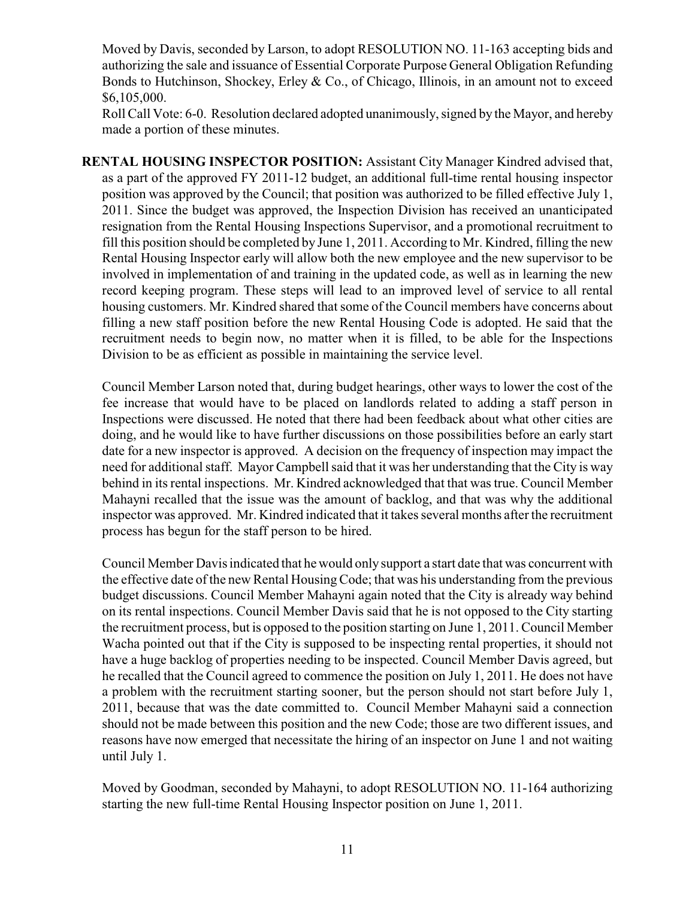Moved by Davis, seconded by Larson, to adopt RESOLUTION NO. 11-163 accepting bids and authorizing the sale and issuance of Essential Corporate Purpose General Obligation Refunding Bonds to Hutchinson, Shockey, Erley & Co., of Chicago, Illinois, in an amount not to exceed $6,105,000.
Roll Call Vote: 6-0. Resolution declared adopted unanimously, signed by the Mayor, and hereby made a portion of these minutes.

**RENTAL HOUSING INSPECTOR POSITION:** Assistant City Manager Kindred advised that, as a part of the approved FY 2011-12 budget, an additional full-time rental housing inspector position was approved by the Council; that position was authorized to be filled effective July 1, 2011. Since the budget was approved, the Inspection Division has received an unanticipated resignation from the Rental Housing Inspections Supervisor, and a promotional recruitment to fill this position should be completed by June 1, 2011. According to Mr. Kindred, filling the new Rental Housing Inspector early will allow both the new employee and the new supervisor to be involved in implementation of and training in the updated code, as well as in learning the new record keeping program. These steps will lead to an improved level of service to all rental housing customers. Mr. Kindred shared that some of the Council members have concerns about filling a new staff position before the new Rental Housing Code is adopted. He said that the recruitment needs to begin now, no matter when it is filled, to be able for the Inspections Division to be as efficient as possible in maintaining the service level.

Council Member Larson noted that, during budget hearings, other ways to lower the cost of the fee increase that would have to be placed on landlords related to adding a staff person in Inspections were discussed. He noted that there had been feedback about what other cities are doing, and he would like to have further discussions on those possibilities before an early start date for a new inspector is approved. A decision on the frequency of inspection may impact the need for additional staff. Mayor Campbell said that it was her understanding that the City is way behind in its rental inspections. Mr. Kindred acknowledged that that was true. Council Member Mahayni recalled that the issue was the amount of backlog, and that was why the additional inspector was approved. Mr. Kindred indicated that it takes several months after the recruitment process has begun for the staff person to be hired.

Council Member Davis indicated that he would only support a start date that was concurrent with the effective date of the new Rental Housing Code; that was his understanding from the previous budget discussions. Council Member Mahayni again noted that the City is already way behind on its rental inspections. Council Member Davis said that he is not opposed to the City starting the recruitment process, but is opposed to the position starting on June 1, 2011. Council Member Wacha pointed out that if the City is supposed to be inspecting rental properties, it should not have a huge backlog of properties needing to be inspected. Council Member Davis agreed, but he recalled that the Council agreed to commence the position on July 1, 2011. He does not have a problem with the recruitment starting sooner, but the person should not start before July 1, 2011, because that was the date committed to. Council Member Mahayni said a connection should not be made between this position and the new Code; those are two different issues, and reasons have now emerged that necessitate the hiring of an inspector on June 1 and not waiting until July 1.

Moved by Goodman, seconded by Mahayni, to adopt RESOLUTION NO. 11-164 authorizing starting the new full-time Rental Housing Inspector position on June 1, 2011.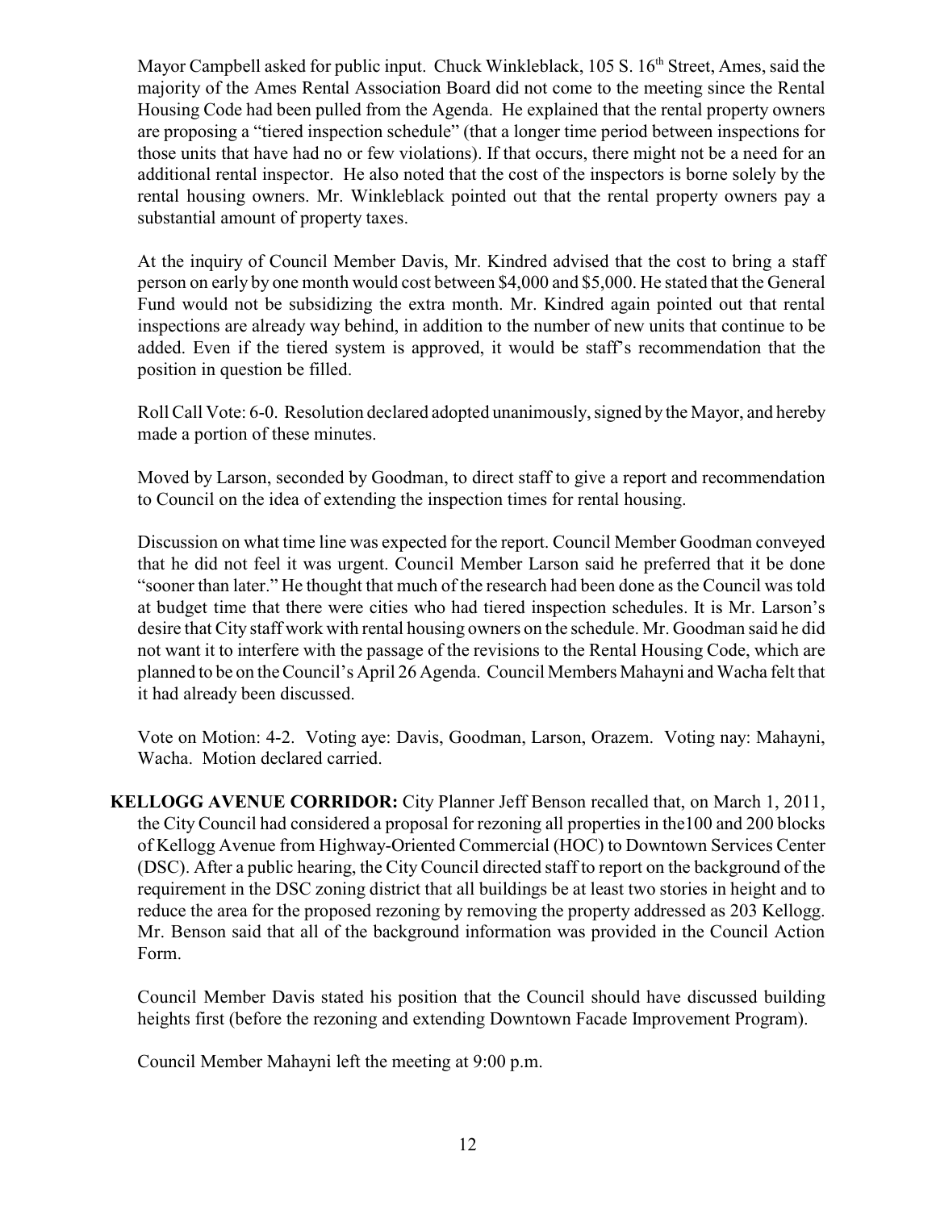Mayor Campbell asked for public input. Chuck Winkleblack, 105 S. 16th Street, Ames, said the majority of the Ames Rental Association Board did not come to the meeting since the Rental Housing Code had been pulled from the Agenda. He explained that the rental property owners are proposing a "tiered inspection schedule" (that a longer time period between inspections for those units that have had no or few violations). If that occurs, there might not be a need for an additional rental inspector. He also noted that the cost of the inspectors is borne solely by the rental housing owners. Mr. Winkleblack pointed out that the rental property owners pay a substantial amount of property taxes.

At the inquiry of Council Member Davis, Mr. Kindred advised that the cost to bring a staff person on early by one month would cost between $4,000 and $5,000. He stated that the General Fund would not be subsidizing the extra month. Mr. Kindred again pointed out that rental inspections are already way behind, in addition to the number of new units that continue to be added. Even if the tiered system is approved, it would be staff's recommendation that the position in question be filled.

Roll Call Vote: 6-0. Resolution declared adopted unanimously, signed by the Mayor, and hereby made a portion of these minutes.

Moved by Larson, seconded by Goodman, to direct staff to give a report and recommendation to Council on the idea of extending the inspection times for rental housing.

Discussion on what time line was expected for the report. Council Member Goodman conveyed that he did not feel it was urgent. Council Member Larson said he preferred that it be done "sooner than later." He thought that much of the research had been done as the Council was told at budget time that there were cities who had tiered inspection schedules. It is Mr. Larson's desire that City staff work with rental housing owners on the schedule. Mr. Goodman said he did not want it to interfere with the passage of the revisions to the Rental Housing Code, which are planned to be on the Council's April 26 Agenda. Council Members Mahayni and Wacha felt that it had already been discussed.

Vote on Motion: 4-2. Voting aye: Davis, Goodman, Larson, Orazem. Voting nay: Mahayni, Wacha. Motion declared carried.

**KELLOGG AVENUE CORRIDOR:** City Planner Jeff Benson recalled that, on March 1, 2011, the City Council had considered a proposal for rezoning all properties in the100 and 200 blocks of Kellogg Avenue from Highway-Oriented Commercial (HOC) to Downtown Services Center (DSC). After a public hearing, the City Council directed staff to report on the background of the requirement in the DSC zoning district that all buildings be at least two stories in height and to reduce the area for the proposed rezoning by removing the property addressed as 203 Kellogg. Mr. Benson said that all of the background information was provided in the Council Action Form.

Council Member Davis stated his position that the Council should have discussed building heights first (before the rezoning and extending Downtown Facade Improvement Program).

Council Member Mahayni left the meeting at 9:00 p.m.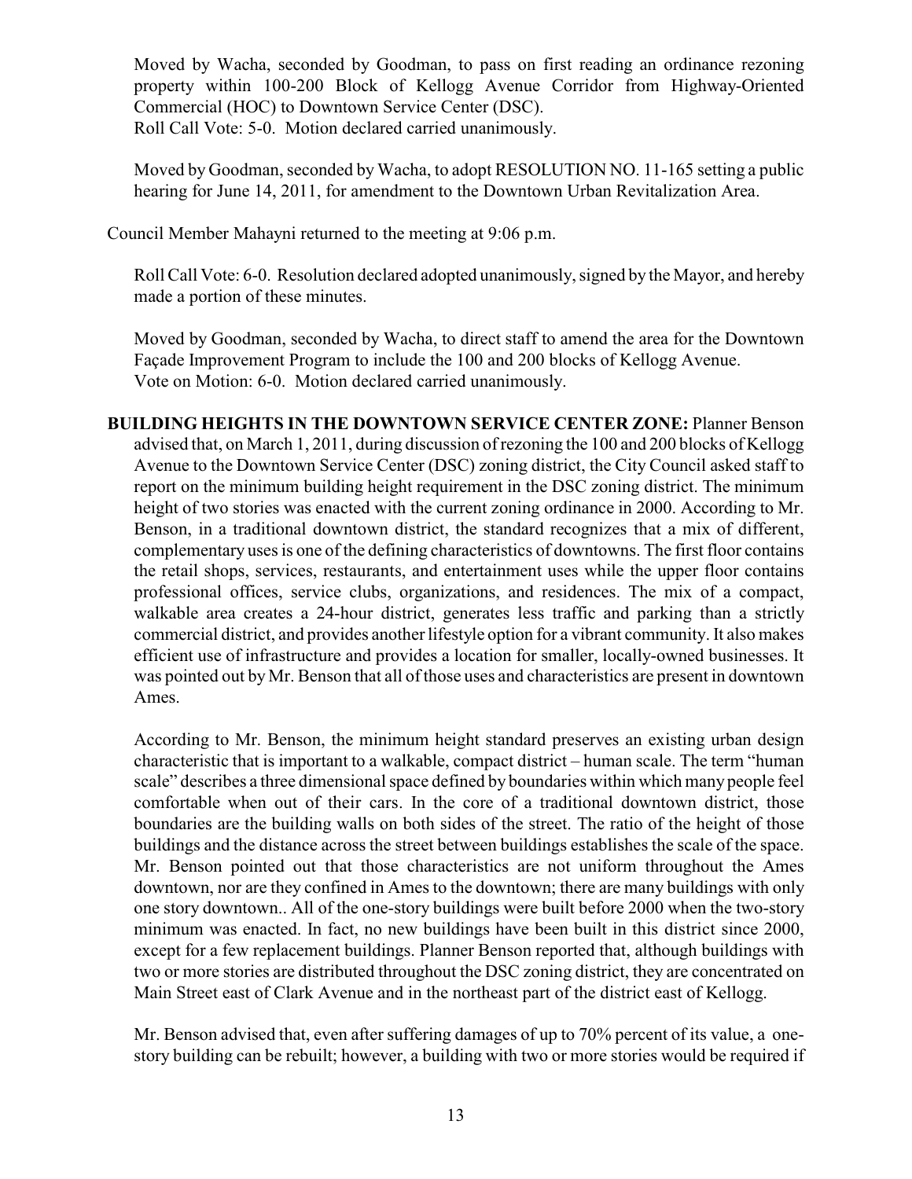Moved by Wacha, seconded by Goodman, to pass on first reading an ordinance rezoning property within 100-200 Block of Kellogg Avenue Corridor from Highway-Oriented Commercial (HOC) to Downtown Service Center (DSC).
Roll Call Vote: 5-0. Motion declared carried unanimously.

Moved by Goodman, seconded by Wacha, to adopt RESOLUTION NO. 11-165 setting a public hearing for June 14, 2011, for amendment to the Downtown Urban Revitalization Area.

Council Member Mahayni returned to the meeting at 9:06 p.m.

Roll Call Vote: 6-0. Resolution declared adopted unanimously, signed by the Mayor, and hereby made a portion of these minutes.

Moved by Goodman, seconded by Wacha, to direct staff to amend the area for the Downtown Façade Improvement Program to include the 100 and 200 blocks of Kellogg Avenue.
Vote on Motion: 6-0. Motion declared carried unanimously.

**BUILDING HEIGHTS IN THE DOWNTOWN SERVICE CENTER ZONE:** Planner Benson advised that, on March 1, 2011, during discussion of rezoning the 100 and 200 blocks of Kellogg Avenue to the Downtown Service Center (DSC) zoning district, the City Council asked staff to report on the minimum building height requirement in the DSC zoning district. The minimum height of two stories was enacted with the current zoning ordinance in 2000. According to Mr. Benson, in a traditional downtown district, the standard recognizes that a mix of different, complementary uses is one of the defining characteristics of downtowns. The first floor contains the retail shops, services, restaurants, and entertainment uses while the upper floor contains professional offices, service clubs, organizations, and residences. The mix of a compact, walkable area creates a 24-hour district, generates less traffic and parking than a strictly commercial district, and provides another lifestyle option for a vibrant community. It also makes efficient use of infrastructure and provides a location for smaller, locally-owned businesses. It was pointed out by Mr. Benson that all of those uses and characteristics are present in downtown Ames.

According to Mr. Benson, the minimum height standard preserves an existing urban design characteristic that is important to a walkable, compact district – human scale. The term "human scale" describes a three dimensional space defined by boundaries within which many people feel comfortable when out of their cars. In the core of a traditional downtown district, those boundaries are the building walls on both sides of the street. The ratio of the height of those buildings and the distance across the street between buildings establishes the scale of the space. Mr. Benson pointed out that those characteristics are not uniform throughout the Ames downtown, nor are they confined in Ames to the downtown; there are many buildings with only one story downtown.. All of the one-story buildings were built before 2000 when the two-story minimum was enacted. In fact, no new buildings have been built in this district since 2000, except for a few replacement buildings. Planner Benson reported that, although buildings with two or more stories are distributed throughout the DSC zoning district, they are concentrated on Main Street east of Clark Avenue and in the northeast part of the district east of Kellogg.

Mr. Benson advised that, even after suffering damages of up to 70% percent of its value, a one-story building can be rebuilt; however, a building with two or more stories would be required if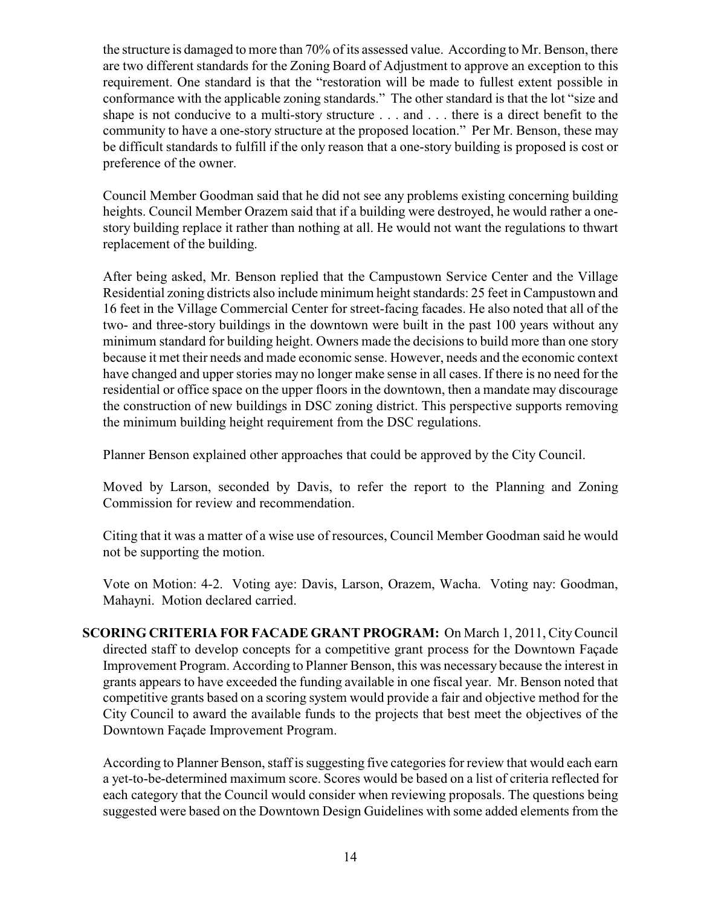the structure is damaged to more than 70% of its assessed value. According to Mr. Benson, there are two different standards for the Zoning Board of Adjustment to approve an exception to this requirement. One standard is that the "restoration will be made to fullest extent possible in conformance with the applicable zoning standards." The other standard is that the lot "size and shape is not conducive to a multi-story structure . . . and . . . there is a direct benefit to the community to have a one-story structure at the proposed location." Per Mr. Benson, these may be difficult standards to fulfill if the only reason that a one-story building is proposed is cost or preference of the owner.

Council Member Goodman said that he did not see any problems existing concerning building heights. Council Member Orazem said that if a building were destroyed, he would rather a one-story building replace it rather than nothing at all. He would not want the regulations to thwart replacement of the building.

After being asked, Mr. Benson replied that the Campustown Service Center and the Village Residential zoning districts also include minimum height standards: 25 feet in Campustown and 16 feet in the Village Commercial Center for street-facing facades. He also noted that all of the two- and three-story buildings in the downtown were built in the past 100 years without any minimum standard for building height. Owners made the decisions to build more than one story because it met their needs and made economic sense. However, needs and the economic context have changed and upper stories may no longer make sense in all cases. If there is no need for the residential or office space on the upper floors in the downtown, then a mandate may discourage the construction of new buildings in DSC zoning district. This perspective supports removing the minimum building height requirement from the DSC regulations.

Planner Benson explained other approaches that could be approved by the City Council.

Moved by Larson, seconded by Davis, to refer the report to the Planning and Zoning Commission for review and recommendation.

Citing that it was a matter of a wise use of resources, Council Member Goodman said he would not be supporting the motion.

Vote on Motion: 4-2. Voting aye: Davis, Larson, Orazem, Wacha. Voting nay: Goodman, Mahayni. Motion declared carried.

**SCORING CRITERIA FOR FACADE GRANT PROGRAM:** On March 1, 2011, City Council directed staff to develop concepts for a competitive grant process for the Downtown Façade Improvement Program. According to Planner Benson, this was necessary because the interest in grants appears to have exceeded the funding available in one fiscal year. Mr. Benson noted that competitive grants based on a scoring system would provide a fair and objective method for the City Council to award the available funds to the projects that best meet the objectives of the Downtown Façade Improvement Program.

According to Planner Benson, staff is suggesting five categories for review that would each earn a yet-to-be-determined maximum score. Scores would be based on a list of criteria reflected for each category that the Council would consider when reviewing proposals. The questions being suggested were based on the Downtown Design Guidelines with some added elements from the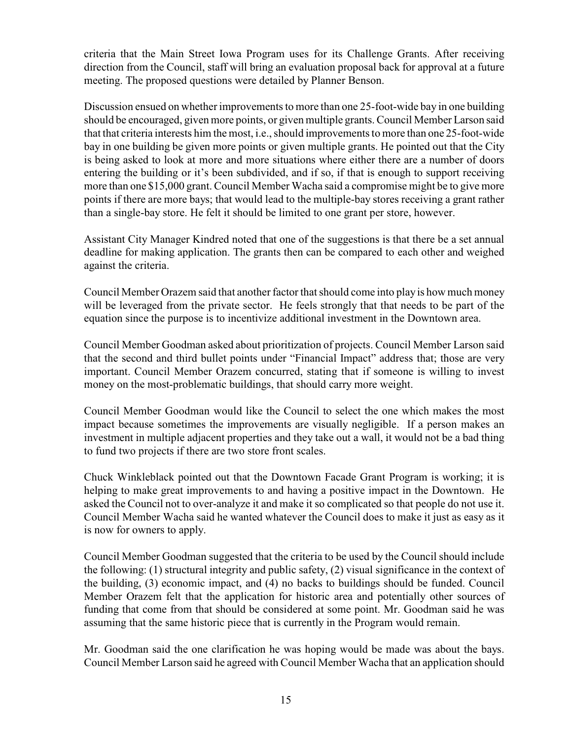criteria that the Main Street Iowa Program uses for its Challenge Grants. After receiving direction from the Council, staff will bring an evaluation proposal back for approval at a future meeting. The proposed questions were detailed by Planner Benson.

Discussion ensued on whether improvements to more than one 25-foot-wide bay in one building should be encouraged, given more points, or given multiple grants. Council Member Larson said that that criteria interests him the most, i.e., should improvements to more than one 25-foot-wide bay in one building be given more points or given multiple grants. He pointed out that the City is being asked to look at more and more situations where either there are a number of doors entering the building or it's been subdivided, and if so, if that is enough to support receiving more than one $15,000 grant. Council Member Wacha said a compromise might be to give more points if there are more bays; that would lead to the multiple-bay stores receiving a grant rather than a single-bay store. He felt it should be limited to one grant per store, however.

Assistant City Manager Kindred noted that one of the suggestions is that there be a set annual deadline for making application. The grants then can be compared to each other and weighed against the criteria.

Council Member Orazem said that another factor that should come into play is how much money will be leveraged from the private sector. He feels strongly that that needs to be part of the equation since the purpose is to incentivize additional investment in the Downtown area.

Council Member Goodman asked about prioritization of projects. Council Member Larson said that the second and third bullet points under "Financial Impact" address that; those are very important. Council Member Orazem concurred, stating that if someone is willing to invest money on the most-problematic buildings, that should carry more weight.

Council Member Goodman would like the Council to select the one which makes the most impact because sometimes the improvements are visually negligible. If a person makes an investment in multiple adjacent properties and they take out a wall, it would not be a bad thing to fund two projects if there are two store front scales.

Chuck Winkleblack pointed out that the Downtown Facade Grant Program is working; it is helping to make great improvements to and having a positive impact in the Downtown. He asked the Council not to over-analyze it and make it so complicated so that people do not use it. Council Member Wacha said he wanted whatever the Council does to make it just as easy as it is now for owners to apply.

Council Member Goodman suggested that the criteria to be used by the Council should include the following: (1) structural integrity and public safety, (2) visual significance in the context of the building, (3) economic impact, and (4) no backs to buildings should be funded. Council Member Orazem felt that the application for historic area and potentially other sources of funding that come from that should be considered at some point. Mr. Goodman said he was assuming that the same historic piece that is currently in the Program would remain.

Mr. Goodman said the one clarification he was hoping would be made was about the bays. Council Member Larson said he agreed with Council Member Wacha that an application should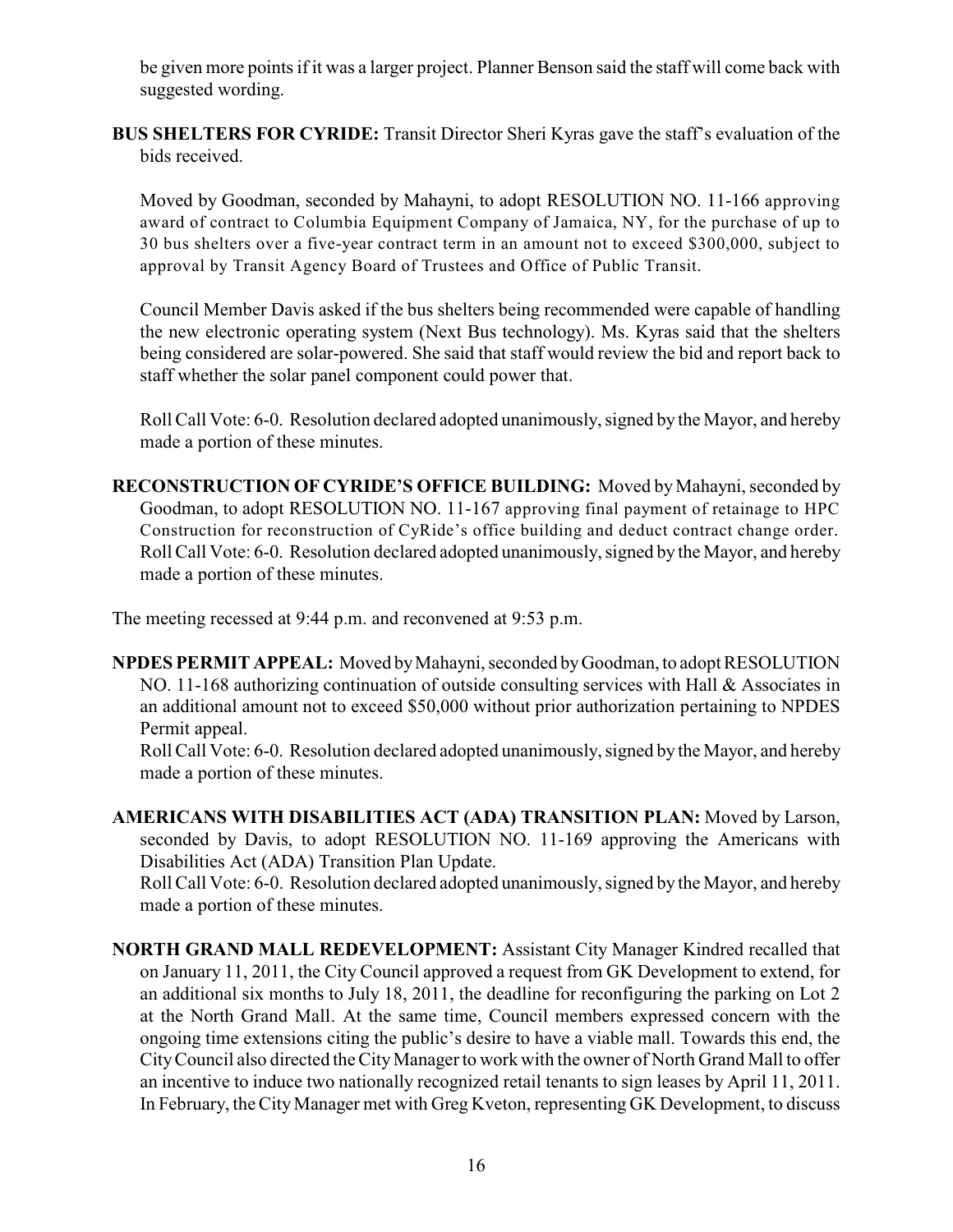be given more points if it was a larger project. Planner Benson said the staff will come back with suggested wording.

**BUS SHELTERS FOR CYRIDE:** Transit Director Sheri Kyras gave the staff's evaluation of the bids received.

Moved by Goodman, seconded by Mahayni, to adopt RESOLUTION NO. 11-166 approving award of contract to Columbia Equipment Company of Jamaica, NY, for the purchase of up to 30 bus shelters over a five-year contract term in an amount not to exceed $300,000, subject to approval by Transit Agency Board of Trustees and Office of Public Transit.

Council Member Davis asked if the bus shelters being recommended were capable of handling the new electronic operating system (Next Bus technology). Ms. Kyras said that the shelters being considered are solar-powered. She said that staff would review the bid and report back to staff whether the solar panel component could power that.

Roll Call Vote: 6-0. Resolution declared adopted unanimously, signed by the Mayor, and hereby made a portion of these minutes.

**RECONSTRUCTION OF CYRIDE'S OFFICE BUILDING:** Moved by Mahayni, seconded by Goodman, to adopt RESOLUTION NO. 11-167 approving final payment of retainage to HPC Construction for reconstruction of CyRide's office building and deduct contract change order. Roll Call Vote: 6-0. Resolution declared adopted unanimously, signed by the Mayor, and hereby made a portion of these minutes.

The meeting recessed at 9:44 p.m. and reconvened at 9:53 p.m.

**NPDES PERMIT APPEAL:** Moved by Mahayni, seconded by Goodman, to adopt RESOLUTION NO. 11-168 authorizing continuation of outside consulting services with Hall & Associates in an additional amount not to exceed $50,000 without prior authorization pertaining to NPDES Permit appeal.

Roll Call Vote: 6-0. Resolution declared adopted unanimously, signed by the Mayor, and hereby made a portion of these minutes.

**AMERICANS WITH DISABILITIES ACT (ADA) TRANSITION PLAN:** Moved by Larson, seconded by Davis, to adopt RESOLUTION NO. 11-169 approving the Americans with Disabilities Act (ADA) Transition Plan Update.

Roll Call Vote: 6-0. Resolution declared adopted unanimously, signed by the Mayor, and hereby made a portion of these minutes.

**NORTH GRAND MALL REDEVELOPMENT:** Assistant City Manager Kindred recalled that on January 11, 2011, the City Council approved a request from GK Development to extend, for an additional six months to July 18, 2011, the deadline for reconfiguring the parking on Lot 2 at the North Grand Mall. At the same time, Council members expressed concern with the ongoing time extensions citing the public's desire to have a viable mall. Towards this end, the City Council also directed the City Manager to work with the owner of North Grand Mall to offer an incentive to induce two nationally recognized retail tenants to sign leases by April 11, 2011. In February, the City Manager met with Greg Kveton, representing GK Development, to discuss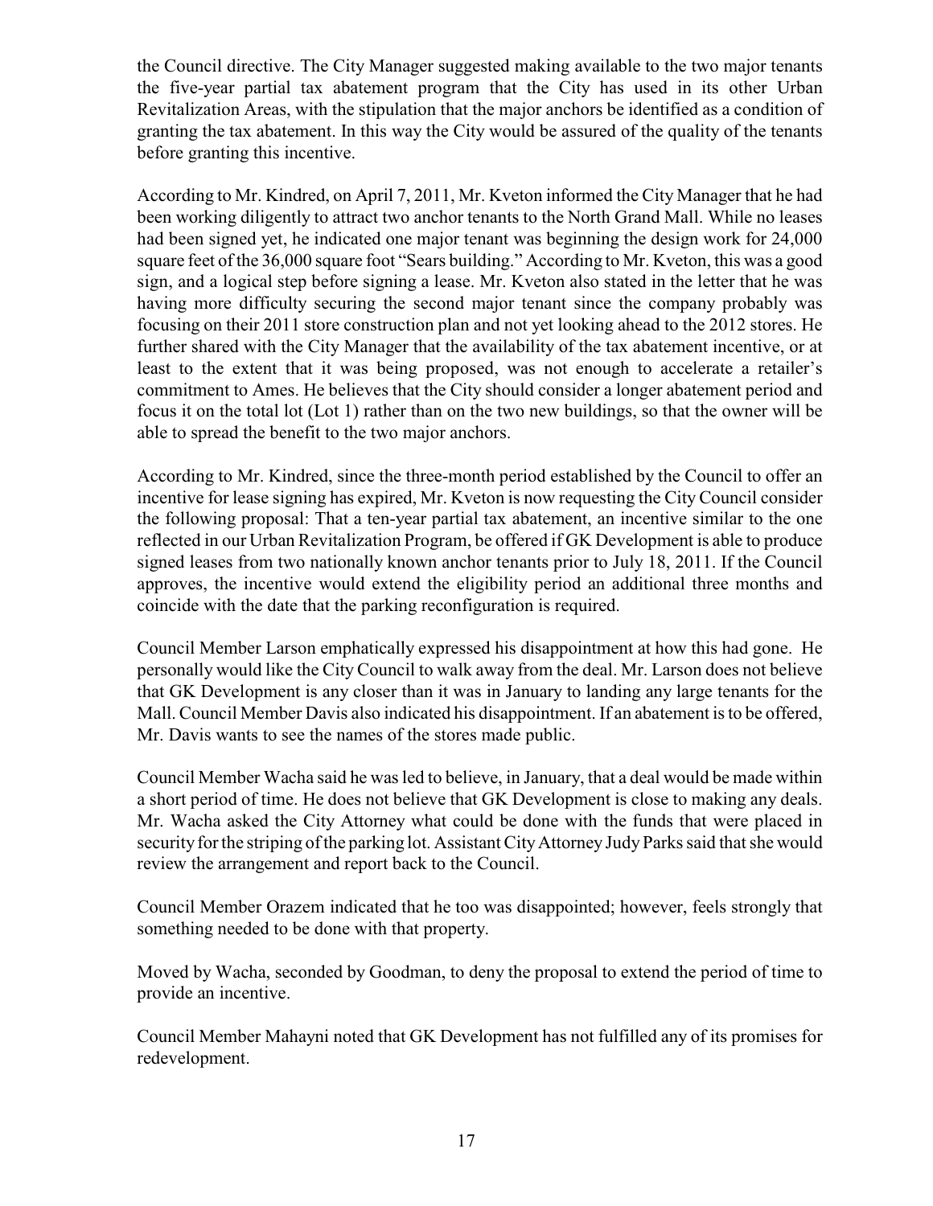the Council directive. The City Manager suggested making available to the two major tenants the five-year partial tax abatement program that the City has used in its other Urban Revitalization Areas, with the stipulation that the major anchors be identified as a condition of granting the tax abatement. In this way the City would be assured of the quality of the tenants before granting this incentive.

According to Mr. Kindred, on April 7, 2011, Mr. Kveton informed the City Manager that he had been working diligently to attract two anchor tenants to the North Grand Mall. While no leases had been signed yet, he indicated one major tenant was beginning the design work for 24,000 square feet of the 36,000 square foot "Sears building." According to Mr. Kveton, this was a good sign, and a logical step before signing a lease. Mr. Kveton also stated in the letter that he was having more difficulty securing the second major tenant since the company probably was focusing on their 2011 store construction plan and not yet looking ahead to the 2012 stores. He further shared with the City Manager that the availability of the tax abatement incentive, or at least to the extent that it was being proposed, was not enough to accelerate a retailer's commitment to Ames. He believes that the City should consider a longer abatement period and focus it on the total lot (Lot 1) rather than on the two new buildings, so that the owner will be able to spread the benefit to the two major anchors.

According to Mr. Kindred, since the three-month period established by the Council to offer an incentive for lease signing has expired, Mr. Kveton is now requesting the City Council consider the following proposal: That a ten-year partial tax abatement, an incentive similar to the one reflected in our Urban Revitalization Program, be offered if GK Development is able to produce signed leases from two nationally known anchor tenants prior to July 18, 2011. If the Council approves, the incentive would extend the eligibility period an additional three months and coincide with the date that the parking reconfiguration is required.

Council Member Larson emphatically expressed his disappointment at how this had gone. He personally would like the City Council to walk away from the deal. Mr. Larson does not believe that GK Development is any closer than it was in January to landing any large tenants for the Mall. Council Member Davis also indicated his disappointment. If an abatement is to be offered, Mr. Davis wants to see the names of the stores made public.

Council Member Wacha said he was led to believe, in January, that a deal would be made within a short period of time. He does not believe that GK Development is close to making any deals. Mr. Wacha asked the City Attorney what could be done with the funds that were placed in security for the striping of the parking lot. Assistant City Attorney Judy Parks said that she would review the arrangement and report back to the Council.

Council Member Orazem indicated that he too was disappointed; however, feels strongly that something needed to be done with that property.

Moved by Wacha, seconded by Goodman, to deny the proposal to extend the period of time to provide an incentive.

Council Member Mahayni noted that GK Development has not fulfilled any of its promises for redevelopment.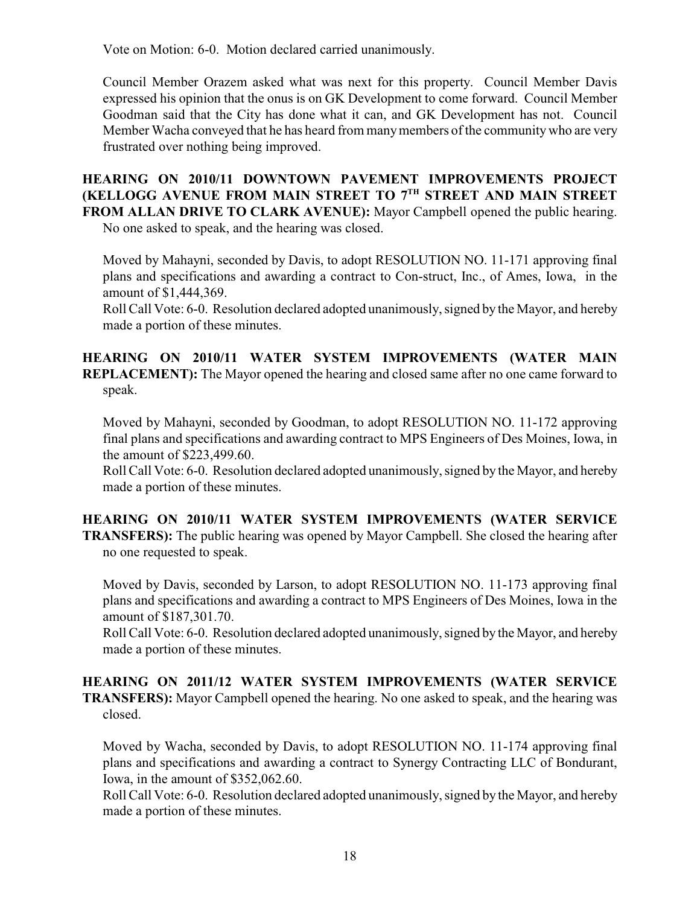Vote on Motion: 6-0. Motion declared carried unanimously.

Council Member Orazem asked what was next for this property. Council Member Davis expressed his opinion that the onus is on GK Development to come forward. Council Member Goodman said that the City has done what it can, and GK Development has not. Council Member Wacha conveyed that he has heard from many members of the community who are very frustrated over nothing being improved.

**HEARING ON 2010/11 DOWNTOWN PAVEMENT IMPROVEMENTS PROJECT (KELLOGG AVENUE FROM MAIN STREET TO 7TH STREET AND MAIN STREET FROM ALLAN DRIVE TO CLARK AVENUE):** Mayor Campbell opened the public hearing. No one asked to speak, and the hearing was closed.

Moved by Mahayni, seconded by Davis, to adopt RESOLUTION NO. 11-171 approving final plans and specifications and awarding a contract to Con-struct, Inc., of Ames, Iowa, in the amount of $1,444,369.
Roll Call Vote: 6-0. Resolution declared adopted unanimously, signed by the Mayor, and hereby made a portion of these minutes.

**HEARING ON 2010/11 WATER SYSTEM IMPROVEMENTS (WATER MAIN REPLACEMENT):** The Mayor opened the hearing and closed same after no one came forward to speak.

Moved by Mahayni, seconded by Goodman, to adopt RESOLUTION NO. 11-172 approving final plans and specifications and awarding contract to MPS Engineers of Des Moines, Iowa, in the amount of $223,499.60.
Roll Call Vote: 6-0. Resolution declared adopted unanimously, signed by the Mayor, and hereby made a portion of these minutes.

**HEARING ON 2010/11 WATER SYSTEM IMPROVEMENTS (WATER SERVICE TRANSFERS):** The public hearing was opened by Mayor Campbell. She closed the hearing after no one requested to speak.

Moved by Davis, seconded by Larson, to adopt RESOLUTION NO. 11-173 approving final plans and specifications and awarding a contract to MPS Engineers of Des Moines, Iowa in the amount of $187,301.70.
Roll Call Vote: 6-0. Resolution declared adopted unanimously, signed by the Mayor, and hereby made a portion of these minutes.

**HEARING ON 2011/12 WATER SYSTEM IMPROVEMENTS (WATER SERVICE TRANSFERS):** Mayor Campbell opened the hearing. No one asked to speak, and the hearing was closed.

Moved by Wacha, seconded by Davis, to adopt RESOLUTION NO. 11-174 approving final plans and specifications and awarding a contract to Synergy Contracting LLC of Bondurant, Iowa, in the amount of $352,062.60.
Roll Call Vote: 6-0. Resolution declared adopted unanimously, signed by the Mayor, and hereby made a portion of these minutes.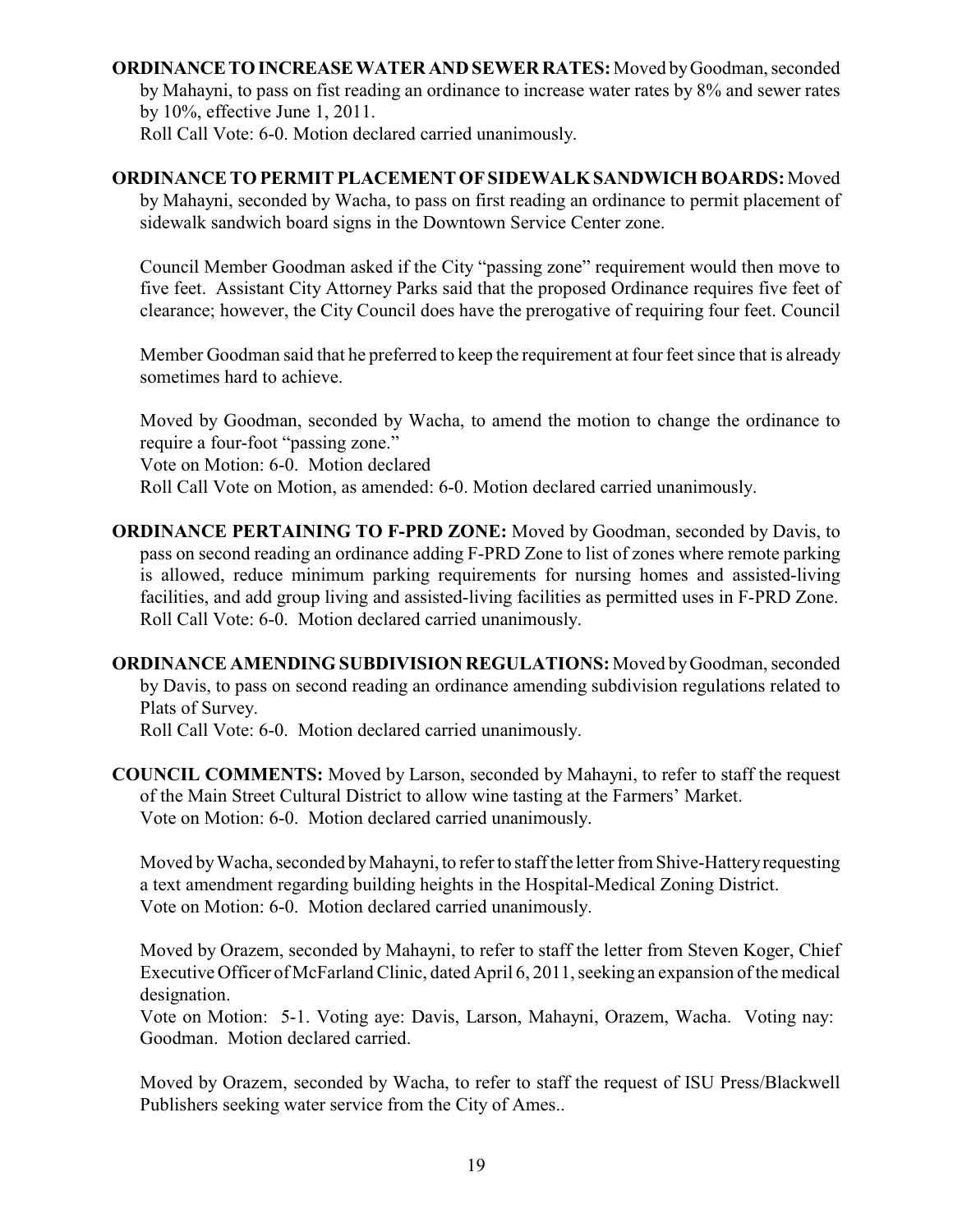**ORDINANCE TO INCREASE WATER AND SEWER RATES:** Moved by Goodman, seconded by Mahayni, to pass on fist reading an ordinance to increase water rates by 8% and sewer rates by 10%, effective June 1, 2011.
Roll Call Vote: 6-0. Motion declared carried unanimously.

**ORDINANCE TO PERMIT PLACEMENT OF SIDEWALK SANDWICH BOARDS:** Moved by Mahayni, seconded by Wacha, to pass on first reading an ordinance to permit placement of sidewalk sandwich board signs in the Downtown Service Center zone.

Council Member Goodman asked if the City "passing zone" requirement would then move to five feet. Assistant City Attorney Parks said that the proposed Ordinance requires five feet of clearance; however, the City Council does have the prerogative of requiring four feet. Council

Member Goodman said that he preferred to keep the requirement at four feet since that is already sometimes hard to achieve.

Moved by Goodman, seconded by Wacha, to amend the motion to change the ordinance to require a four-foot "passing zone."
Vote on Motion: 6-0. Motion declared
Roll Call Vote on Motion, as amended: 6-0. Motion declared carried unanimously.

**ORDINANCE PERTAINING TO F-PRD ZONE:** Moved by Goodman, seconded by Davis, to pass on second reading an ordinance adding F-PRD Zone to list of zones where remote parking is allowed, reduce minimum parking requirements for nursing homes and assisted-living facilities, and add group living and assisted-living facilities as permitted uses in F-PRD Zone.
Roll Call Vote: 6-0. Motion declared carried unanimously.

**ORDINANCE AMENDING SUBDIVISION REGULATIONS:** Moved by Goodman, seconded by Davis, to pass on second reading an ordinance amending subdivision regulations related to Plats of Survey.
Roll Call Vote: 6-0. Motion declared carried unanimously.

**COUNCIL COMMENTS:** Moved by Larson, seconded by Mahayni, to refer to staff the request of the Main Street Cultural District to allow wine tasting at the Farmers' Market.
Vote on Motion: 6-0. Motion declared carried unanimously.

Moved by Wacha, seconded by Mahayni, to refer to staff the letter from Shive-Hattery requesting a text amendment regarding building heights in the Hospital-Medical Zoning District.
Vote on Motion: 6-0. Motion declared carried unanimously.

Moved by Orazem, seconded by Mahayni, to refer to staff the letter from Steven Koger, Chief Executive Officer of McFarland Clinic, dated April 6, 2011, seeking an expansion of the medical designation.
Vote on Motion: 5-1. Voting aye: Davis, Larson, Mahayni, Orazem, Wacha. Voting nay: Goodman. Motion declared carried.

Moved by Orazem, seconded by Wacha, to refer to staff the request of ISU Press/Blackwell Publishers seeking water service from the City of Ames..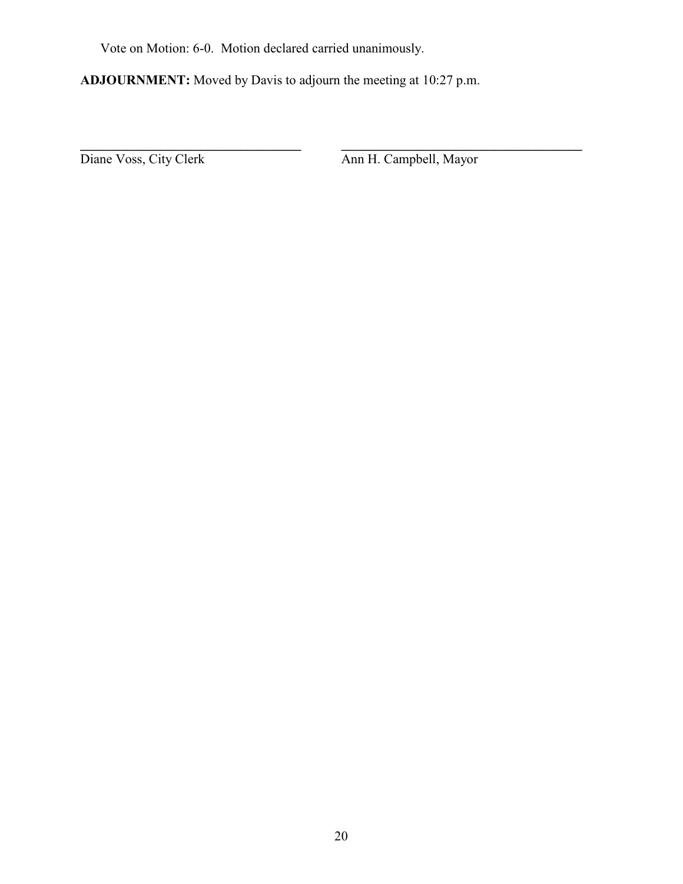Vote on Motion: 6-0. Motion declared carried unanimously.

**ADJOURNMENT:** Moved by Davis to adjourn the meeting at 10:27 p.m.

| | |
|---|---|
| ______________________________ | ______________________________ |
| Diane Voss, City Clerk | Ann H. Campbell, Mayor |